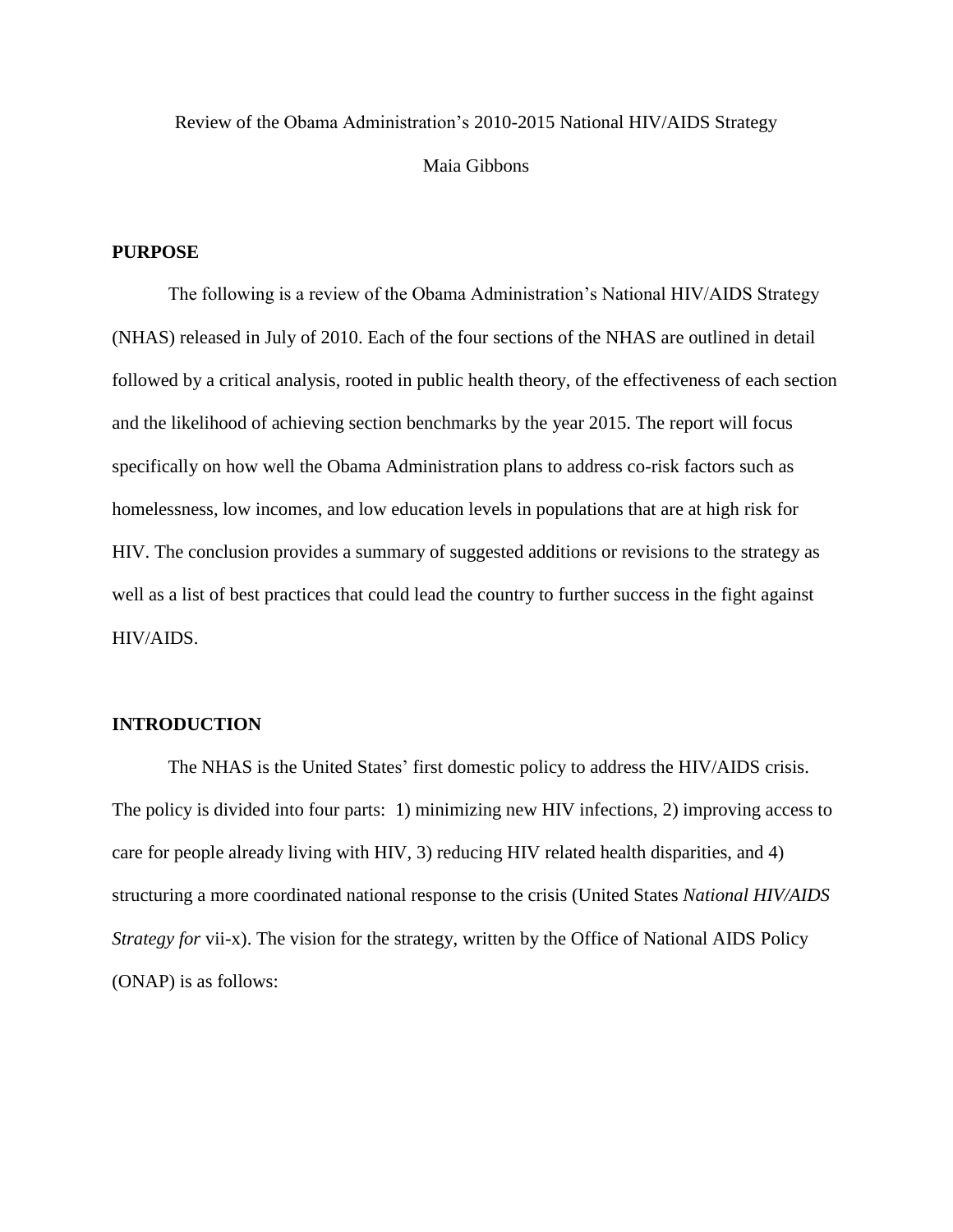Review of the Obama Administration's 2010-2015 National HIV/AIDS Strategy

Maia Gibbons

## PURPOSE

The following is a review of the Obama Administration's National HIV/AIDS Strategy (NHAS) released in July of 2010. Each of the four sections of the NHAS are outlined in detail followed by a critical analysis, rooted in public health theory, of the effectiveness of each section and the likelihood of achieving section benchmarks by the year 2015. The report will focus specifically on how well the Obama Administration plans to address co-risk factors such as homelessness, low incomes, and low education levels in populations that are at high risk for HIV. The conclusion provides a summary of suggested additions or revisions to the strategy as well as a list of best practices that could lead the country to further success in the fight against HIV/AIDS.

## INTRODUCTION

The NHAS is the United States' first domestic policy to address the HIV/AIDS crisis. The policy is divided into four parts: 1) minimizing new HIV infections, 2) improving access to care for people already living with HIV, 3) reducing HIV related health disparities, and 4) structuring a more coordinated national response to the crisis (United States *National HIV/AIDS Strategy for* vii-x). The vision for the strategy, written by the Office of National AIDS Policy (ONAP) is as follows: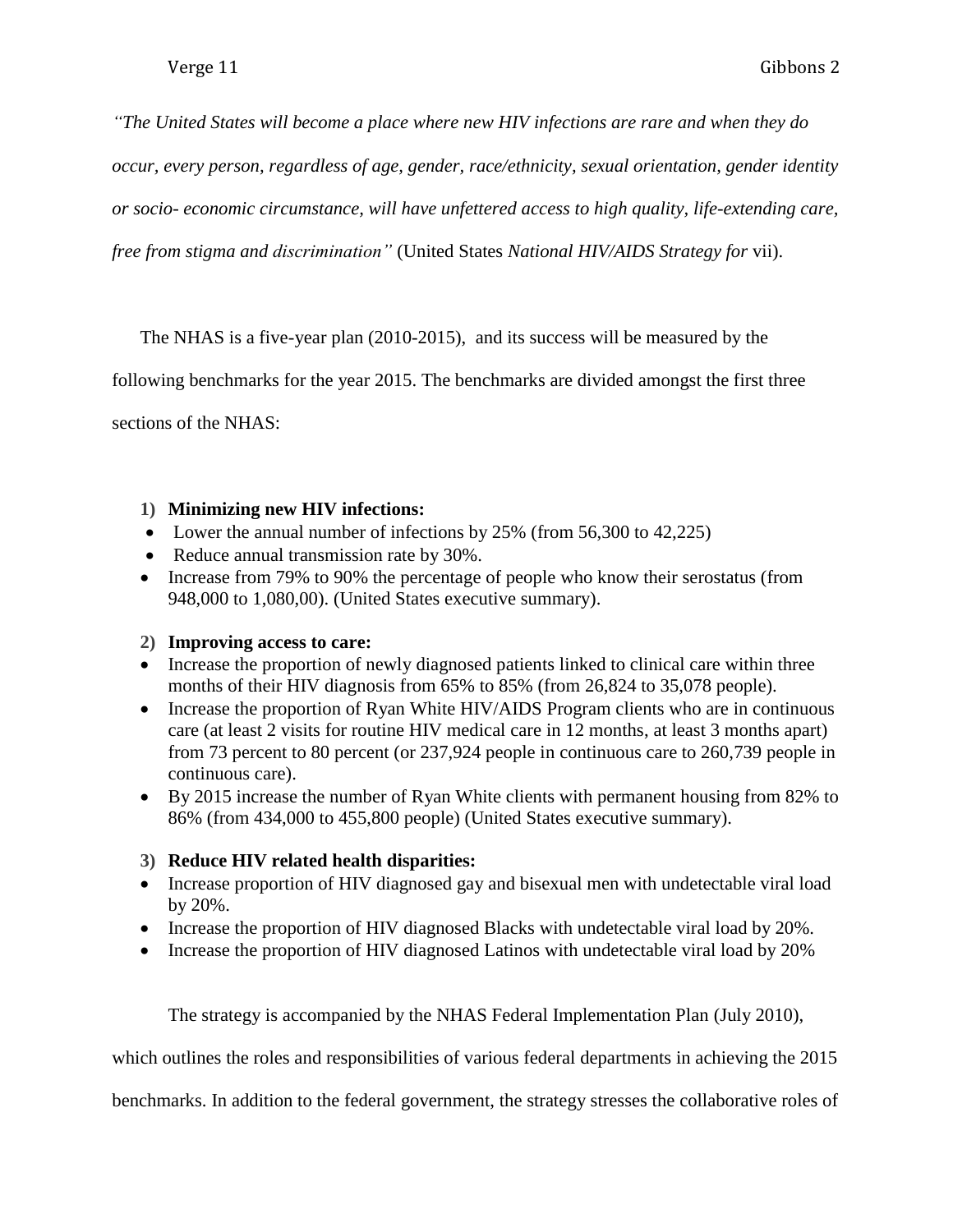*"The United States will become a place where new HIV infections are rare and when they do occur, every person, regardless of age, gender, race/ethnicity, sexual orientation, gender identity or socio- economic circumstance, will have unfettered access to high quality, life-extending care, free from stigma and discrimination"* (United States *National HIV/AIDS Strategy for* vii).

The NHAS is a five-year plan (2010-2015), and its success will be measured by the following benchmarks for the year 2015. The benchmarks are divided amongst the first three sections of the NHAS:

1) **Minimizing new HIV infections:**
- Lower the annual number of infections by 25% (from 56,300 to 42,225)
- Reduce annual transmission rate by 30%.
- Increase from 79% to 90% the percentage of people who know their serostatus (from 948,000 to 1,080,00). (United States executive summary).

2) **Improving access to care:**
- Increase the proportion of newly diagnosed patients linked to clinical care within three months of their HIV diagnosis from 65% to 85% (from 26,824 to 35,078 people).
- Increase the proportion of Ryan White HIV/AIDS Program clients who are in continuous care (at least 2 visits for routine HIV medical care in 12 months, at least 3 months apart) from 73 percent to 80 percent (or 237,924 people in continuous care to 260,739 people in continuous care).
- By 2015 increase the number of Ryan White clients with permanent housing from 82% to 86% (from 434,000 to 455,800 people) (United States executive summary).

3) **Reduce HIV related health disparities:**
- Increase proportion of HIV diagnosed gay and bisexual men with undetectable viral load by 20%.
- Increase the proportion of HIV diagnosed Blacks with undetectable viral load by 20%.
- Increase the proportion of HIV diagnosed Latinos with undetectable viral load by 20%

The strategy is accompanied by the NHAS Federal Implementation Plan (July 2010), which outlines the roles and responsibilities of various federal departments in achieving the 2015 benchmarks. In addition to the federal government, the strategy stresses the collaborative roles of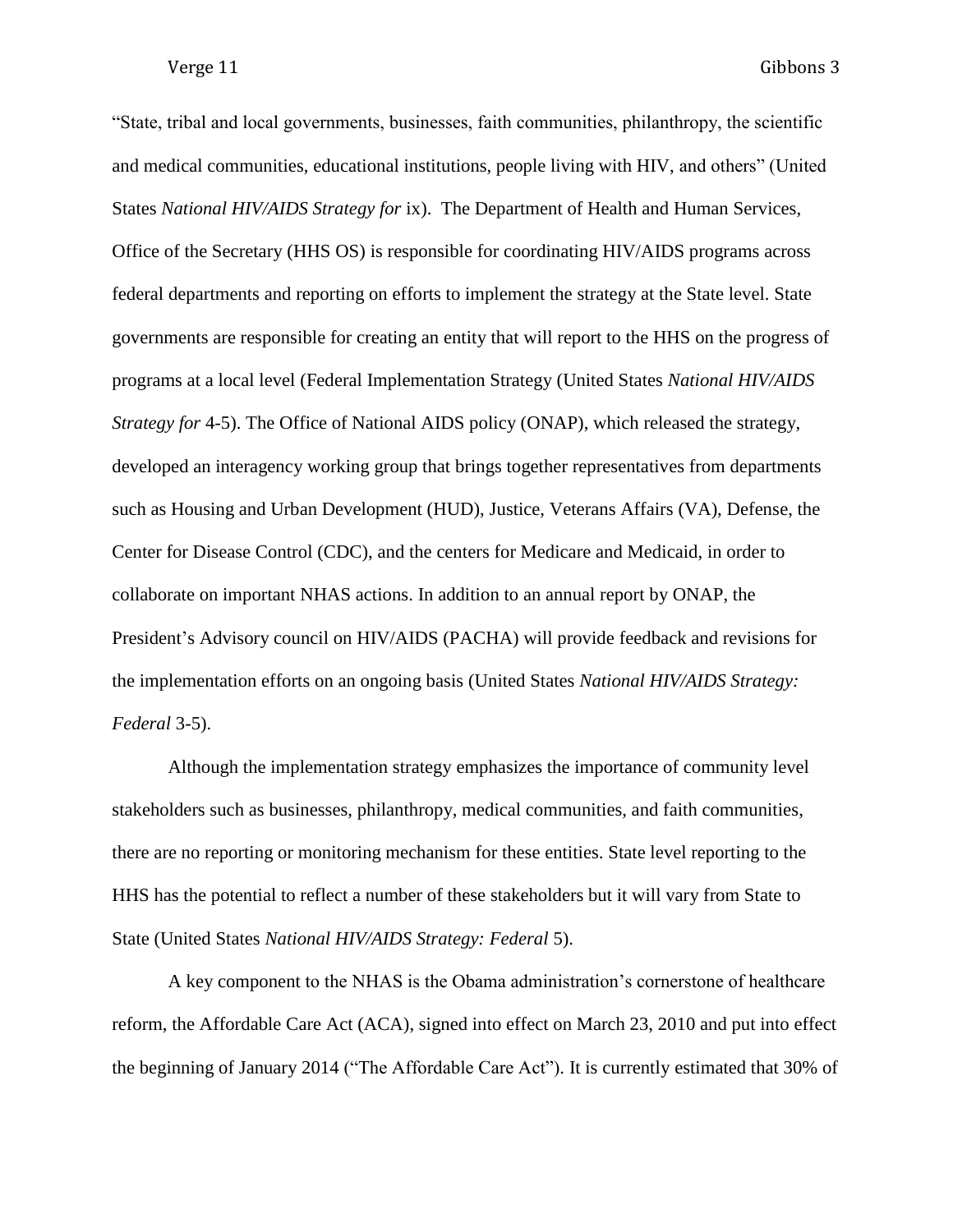"State, tribal and local governments, businesses, faith communities, philanthropy, the scientific and medical communities, educational institutions, people living with HIV, and others" (United States *National HIV/AIDS Strategy for* ix). The Department of Health and Human Services, Office of the Secretary (HHS OS) is responsible for coordinating HIV/AIDS programs across federal departments and reporting on efforts to implement the strategy at the State level. State governments are responsible for creating an entity that will report to the HHS on the progress of programs at a local level (Federal Implementation Strategy (United States *National HIV/AIDS Strategy for* 4-5). The Office of National AIDS policy (ONAP), which released the strategy, developed an interagency working group that brings together representatives from departments such as Housing and Urban Development (HUD), Justice, Veterans Affairs (VA), Defense, the Center for Disease Control (CDC), and the centers for Medicare and Medicaid, in order to collaborate on important NHAS actions. In addition to an annual report by ONAP, the President's Advisory council on HIV/AIDS (PACHA) will provide feedback and revisions for the implementation efforts on an ongoing basis (United States *National HIV/AIDS Strategy: Federal* 3-5).

Although the implementation strategy emphasizes the importance of community level stakeholders such as businesses, philanthropy, medical communities, and faith communities, there are no reporting or monitoring mechanism for these entities. State level reporting to the HHS has the potential to reflect a number of these stakeholders but it will vary from State to State (United States *National HIV/AIDS Strategy: Federal* 5).

A key component to the NHAS is the Obama administration's cornerstone of healthcare reform, the Affordable Care Act (ACA), signed into effect on March 23, 2010 and put into effect the beginning of January 2014 ("The Affordable Care Act"). It is currently estimated that 30% of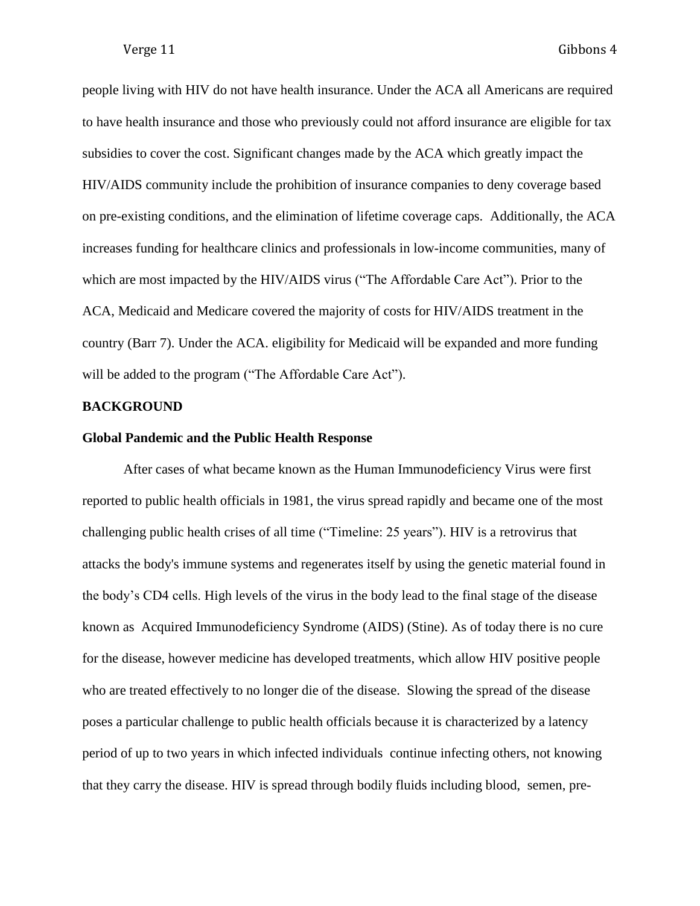people living with HIV do not have health insurance. Under the ACA all Americans are required to have health insurance and those who previously could not afford insurance are eligible for tax subsidies to cover the cost. Significant changes made by the ACA which greatly impact the HIV/AIDS community include the prohibition of insurance companies to deny coverage based on pre-existing conditions, and the elimination of lifetime coverage caps. Additionally, the ACA increases funding for healthcare clinics and professionals in low-income communities, many of which are most impacted by the HIV/AIDS virus ("The Affordable Care Act"). Prior to the ACA, Medicaid and Medicare covered the majority of costs for HIV/AIDS treatment in the country (Barr 7). Under the ACA. eligibility for Medicaid will be expanded and more funding will be added to the program ("The Affordable Care Act").

## BACKGROUND

### Global Pandemic and the Public Health Response

After cases of what became known as the Human Immunodeficiency Virus were first reported to public health officials in 1981, the virus spread rapidly and became one of the most challenging public health crises of all time ("Timeline: 25 years"). HIV is a retrovirus that attacks the body's immune systems and regenerates itself by using the genetic material found in the body's CD4 cells. High levels of the virus in the body lead to the final stage of the disease known as Acquired Immunodeficiency Syndrome (AIDS) (Stine). As of today there is no cure for the disease, however medicine has developed treatments, which allow HIV positive people who are treated effectively to no longer die of the disease. Slowing the spread of the disease poses a particular challenge to public health officials because it is characterized by a latency period of up to two years in which infected individuals continue infecting others, not knowing that they carry the disease. HIV is spread through bodily fluids including blood, semen, pre-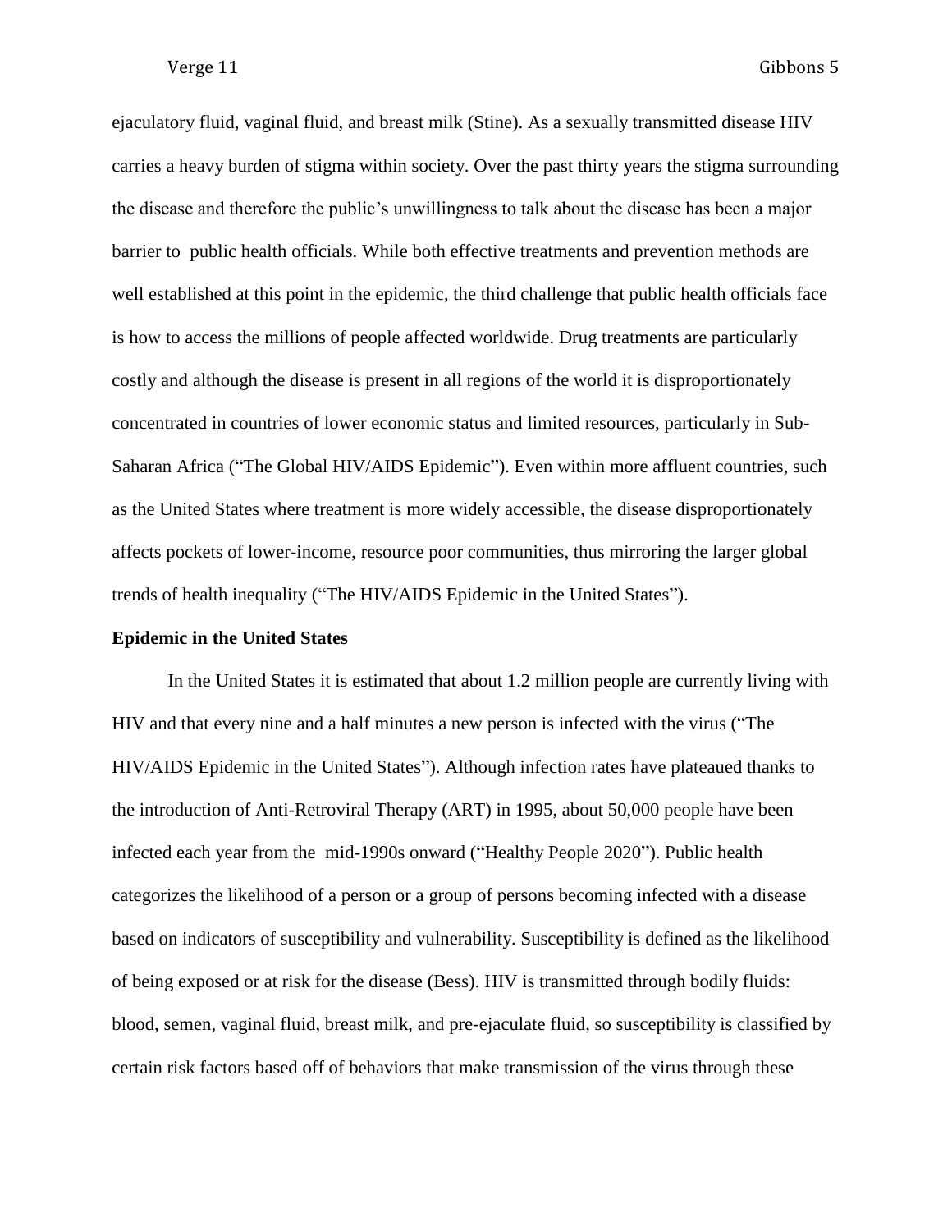ejaculatory fluid, vaginal fluid, and breast milk (Stine). As a sexually transmitted disease HIV carries a heavy burden of stigma within society. Over the past thirty years the stigma surrounding the disease and therefore the public's unwillingness to talk about the disease has been a major barrier to public health officials. While both effective treatments and prevention methods are well established at this point in the epidemic, the third challenge that public health officials face is how to access the millions of people affected worldwide. Drug treatments are particularly costly and although the disease is present in all regions of the world it is disproportionately concentrated in countries of lower economic status and limited resources, particularly in Sub-Saharan Africa ("The Global HIV/AIDS Epidemic"). Even within more affluent countries, such as the United States where treatment is more widely accessible, the disease disproportionately affects pockets of lower-income, resource poor communities, thus mirroring the larger global trends of health inequality ("The HIV/AIDS Epidemic in the United States").

**Epidemic in the United States**

In the United States it is estimated that about 1.2 million people are currently living with HIV and that every nine and a half minutes a new person is infected with the virus ("The HIV/AIDS Epidemic in the United States"). Although infection rates have plateaued thanks to the introduction of Anti-Retroviral Therapy (ART) in 1995, about 50,000 people have been infected each year from the mid-1990s onward ("Healthy People 2020"). Public health categorizes the likelihood of a person or a group of persons becoming infected with a disease based on indicators of susceptibility and vulnerability. Susceptibility is defined as the likelihood of being exposed or at risk for the disease (Bess). HIV is transmitted through bodily fluids: blood, semen, vaginal fluid, breast milk, and pre-ejaculate fluid, so susceptibility is classified by certain risk factors based off of behaviors that make transmission of the virus through these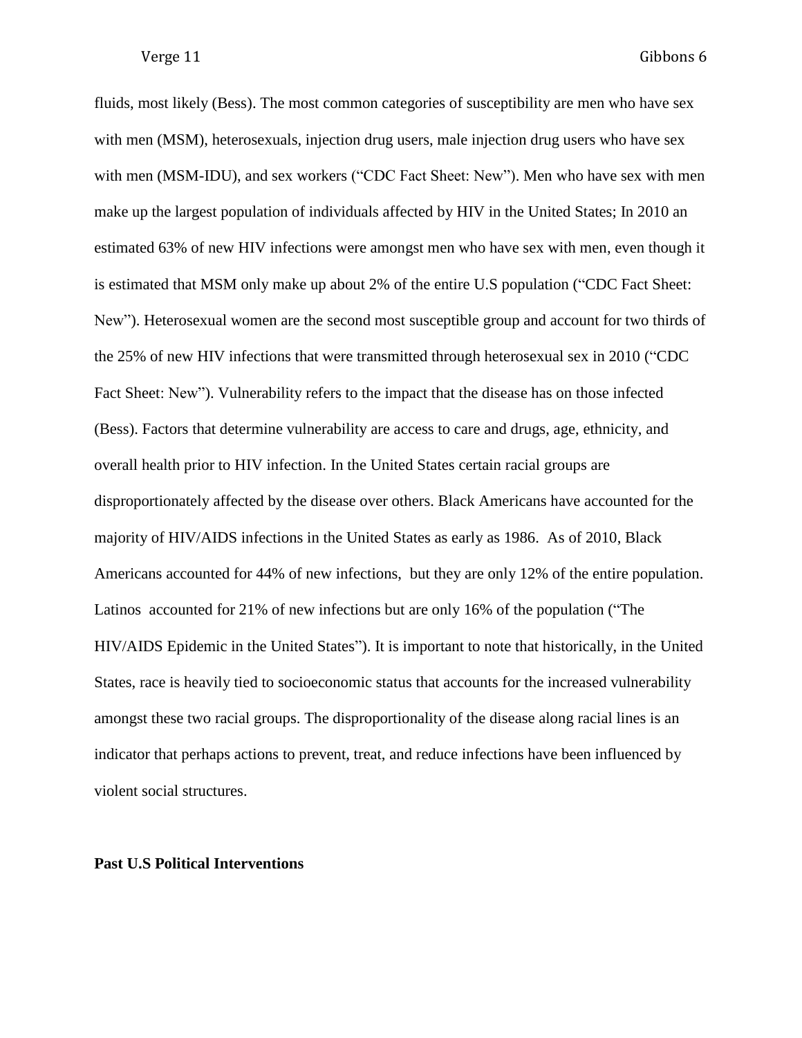fluids, most likely (Bess). The most common categories of susceptibility are men who have sex with men (MSM), heterosexuals, injection drug users, male injection drug users who have sex with men (MSM-IDU), and sex workers ("CDC Fact Sheet: New"). Men who have sex with men make up the largest population of individuals affected by HIV in the United States; In 2010 an estimated 63% of new HIV infections were amongst men who have sex with men, even though it is estimated that MSM only make up about 2% of the entire U.S population ("CDC Fact Sheet: New"). Heterosexual women are the second most susceptible group and account for two thirds of the 25% of new HIV infections that were transmitted through heterosexual sex in 2010 ("CDC Fact Sheet: New"). Vulnerability refers to the impact that the disease has on those infected (Bess). Factors that determine vulnerability are access to care and drugs, age, ethnicity, and overall health prior to HIV infection. In the United States certain racial groups are disproportionately affected by the disease over others. Black Americans have accounted for the majority of HIV/AIDS infections in the United States as early as 1986. As of 2010, Black Americans accounted for 44% of new infections, but they are only 12% of the entire population. Latinos accounted for 21% of new infections but are only 16% of the population ("The HIV/AIDS Epidemic in the United States"). It is important to note that historically, in the United States, race is heavily tied to socioeconomic status that accounts for the increased vulnerability amongst these two racial groups. The disproportionality of the disease along racial lines is an indicator that perhaps actions to prevent, treat, and reduce infections have been influenced by violent social structures.

**Past U.S Political Interventions**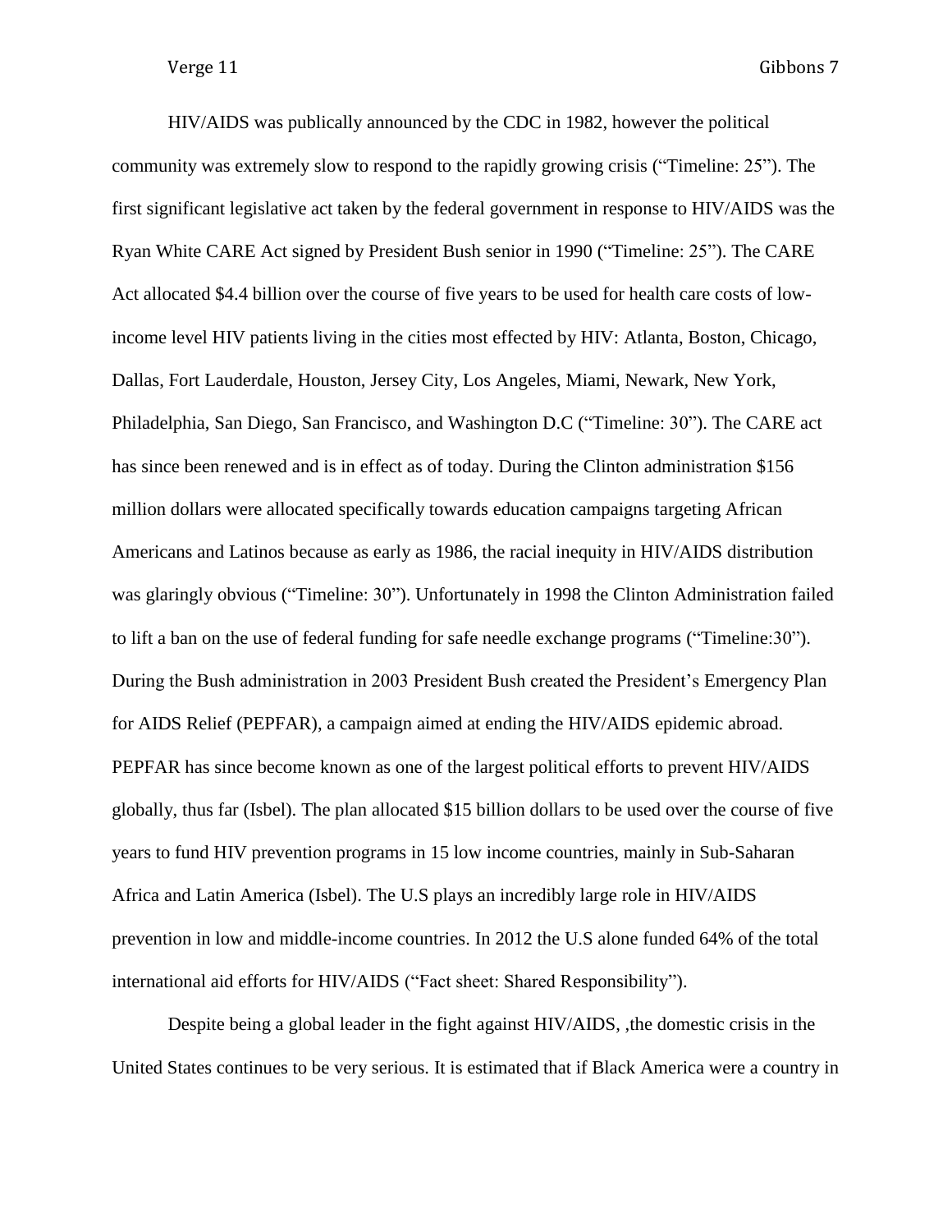HIV/AIDS was publically announced by the CDC in 1982, however the political community was extremely slow to respond to the rapidly growing crisis ("Timeline: 25"). The first significant legislative act taken by the federal government in response to HIV/AIDS was the Ryan White CARE Act signed by President Bush senior in 1990 ("Timeline: 25"). The CARE Act allocated $4.4 billion over the course of five years to be used for health care costs of low-income level HIV patients living in the cities most effected by HIV: Atlanta, Boston, Chicago, Dallas, Fort Lauderdale, Houston, Jersey City, Los Angeles, Miami, Newark, New York, Philadelphia, San Diego, San Francisco, and Washington D.C ("Timeline: 30"). The CARE act has since been renewed and is in effect as of today. During the Clinton administration $156 million dollars were allocated specifically towards education campaigns targeting African Americans and Latinos because as early as 1986, the racial inequity in HIV/AIDS distribution was glaringly obvious ("Timeline: 30"). Unfortunately in 1998 the Clinton Administration failed to lift a ban on the use of federal funding for safe needle exchange programs ("Timeline:30"). During the Bush administration in 2003 President Bush created the President's Emergency Plan for AIDS Relief (PEPFAR), a campaign aimed at ending the HIV/AIDS epidemic abroad. PEPFAR has since become known as one of the largest political efforts to prevent HIV/AIDS globally, thus far (Isbel). The plan allocated $15 billion dollars to be used over the course of five years to fund HIV prevention programs in 15 low income countries, mainly in Sub-Saharan Africa and Latin America (Isbel). The U.S plays an incredibly large role in HIV/AIDS prevention in low and middle-income countries. In 2012 the U.S alone funded 64% of the total international aid efforts for HIV/AIDS ("Fact sheet: Shared Responsibility").

Despite being a global leader in the fight against HIV/AIDS, ,the domestic crisis in the United States continues to be very serious. It is estimated that if Black America were a country in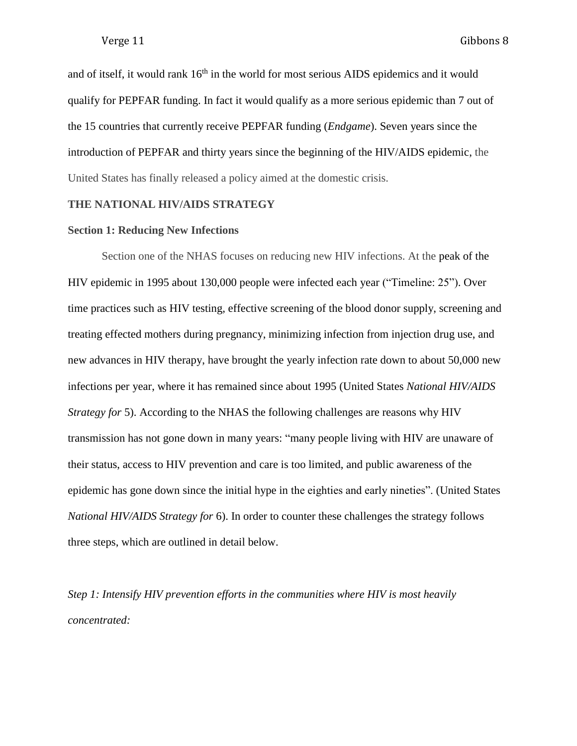and of itself, it would rank 16th in the world for most serious AIDS epidemics and it would qualify for PEPFAR funding. In fact it would qualify as a more serious epidemic than 7 out of the 15 countries that currently receive PEPFAR funding (*Endgame*). Seven years since the introduction of PEPFAR and thirty years since the beginning of the HIV/AIDS epidemic, the United States has finally released a policy aimed at the domestic crisis.

**THE NATIONAL HIV/AIDS STRATEGY**

**Section 1: Reducing New Infections**

Section one of the NHAS focuses on reducing new HIV infections. At the peak of the HIV epidemic in 1995 about 130,000 people were infected each year ("Timeline: 25"). Over time practices such as HIV testing, effective screening of the blood donor supply, screening and treating effected mothers during pregnancy, minimizing infection from injection drug use, and new advances in HIV therapy, have brought the yearly infection rate down to about 50,000 new infections per year, where it has remained since about 1995 (United States *National HIV/AIDS Strategy for* 5). According to the NHAS the following challenges are reasons why HIV transmission has not gone down in many years: "many people living with HIV are unaware of their status, access to HIV prevention and care is too limited, and public awareness of the epidemic has gone down since the initial hype in the eighties and early nineties". (United States *National HIV/AIDS Strategy for* 6). In order to counter these challenges the strategy follows three steps, which are outlined in detail below.

*Step 1: Intensify HIV prevention efforts in the communities where HIV is most heavily concentrated:*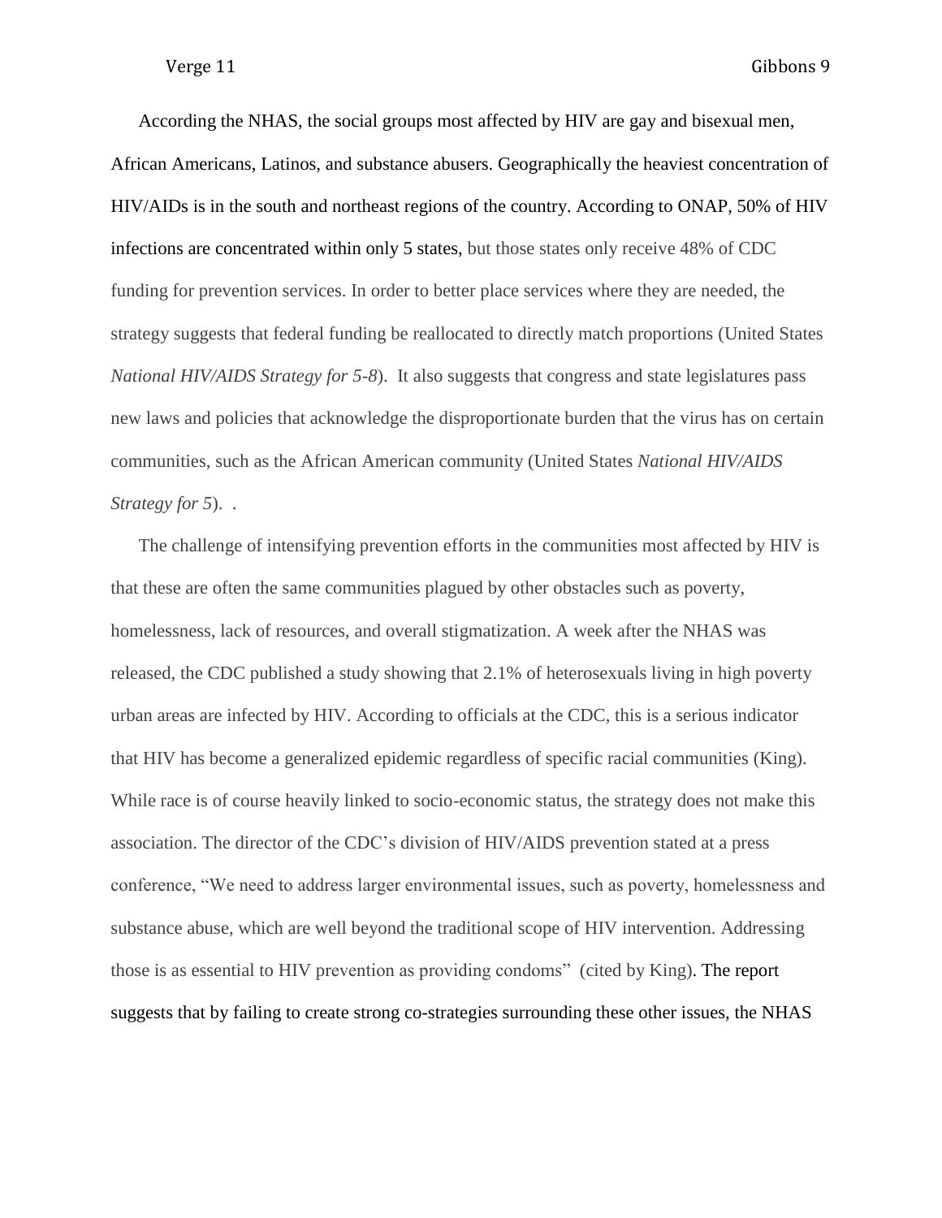According the NHAS, the social groups most affected by HIV are gay and bisexual men, African Americans, Latinos, and substance abusers. Geographically the heaviest concentration of HIV/AIDs is in the south and northeast regions of the country. According to ONAP, 50% of HIV infections are concentrated within only 5 states, but those states only receive 48% of CDC funding for prevention services. In order to better place services where they are needed, the strategy suggests that federal funding be reallocated to directly match proportions (United States *National HIV/AIDS Strategy for 5-8*). It also suggests that congress and state legislatures pass new laws and policies that acknowledge the disproportionate burden that the virus has on certain communities, such as the African American community (United States *National HIV/AIDS Strategy for 5*). .

The challenge of intensifying prevention efforts in the communities most affected by HIV is that these are often the same communities plagued by other obstacles such as poverty, homelessness, lack of resources, and overall stigmatization. A week after the NHAS was released, the CDC published a study showing that 2.1% of heterosexuals living in high poverty urban areas are infected by HIV. According to officials at the CDC, this is a serious indicator that HIV has become a generalized epidemic regardless of specific racial communities (King). While race is of course heavily linked to socio-economic status, the strategy does not make this association. The director of the CDC's division of HIV/AIDS prevention stated at a press conference, "We need to address larger environmental issues, such as poverty, homelessness and substance abuse, which are well beyond the traditional scope of HIV intervention. Addressing those is as essential to HIV prevention as providing condoms" (cited by King). The report suggests that by failing to create strong co-strategies surrounding these other issues, the NHAS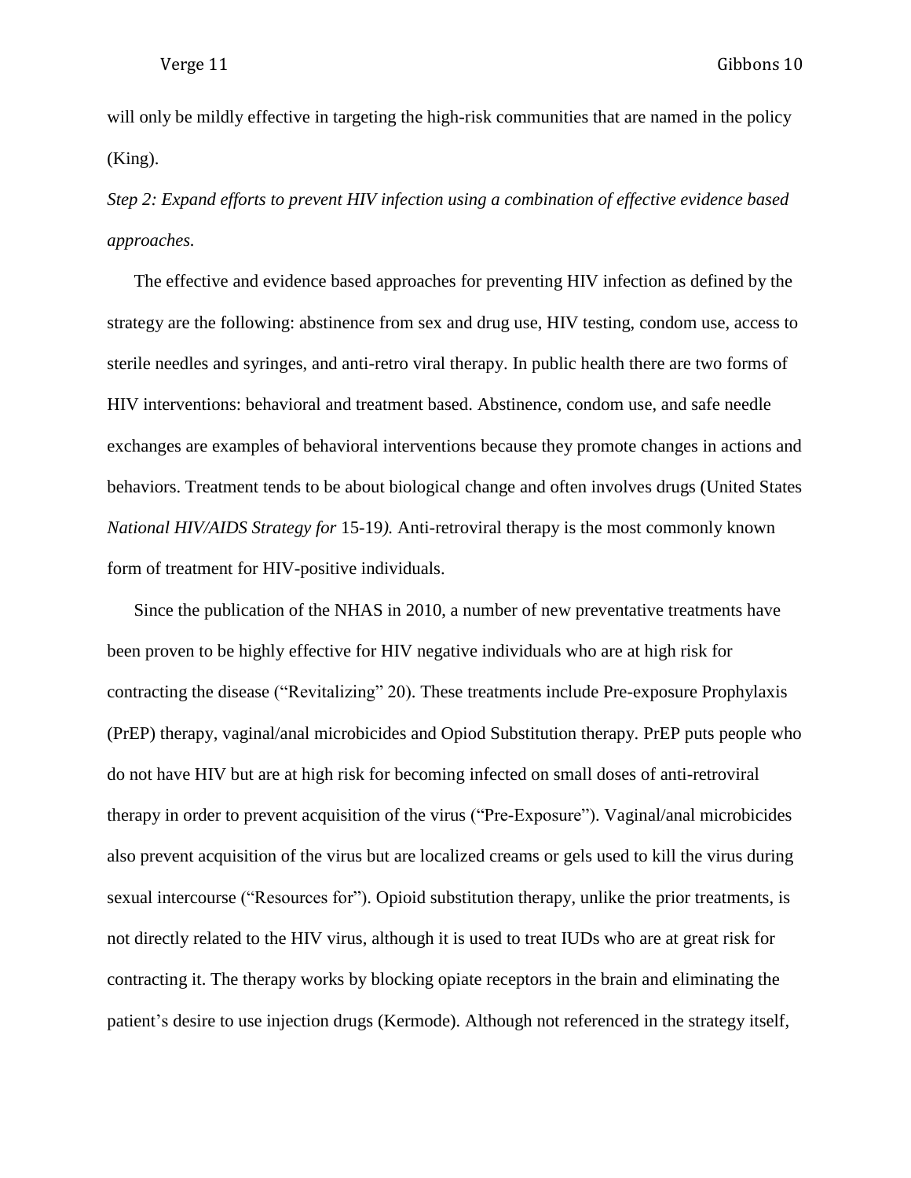will only be mildly effective in targeting the high-risk communities that are named in the policy (King).

*Step 2: Expand efforts to prevent HIV infection using a combination of effective evidence based approaches.*

The effective and evidence based approaches for preventing HIV infection as defined by the strategy are the following: abstinence from sex and drug use, HIV testing, condom use, access to sterile needles and syringes, and anti-retro viral therapy. In public health there are two forms of HIV interventions: behavioral and treatment based. Abstinence, condom use, and safe needle exchanges are examples of behavioral interventions because they promote changes in actions and behaviors. Treatment tends to be about biological change and often involves drugs (United States *National HIV/AIDS Strategy for* 15-19*).* Anti-retroviral therapy is the most commonly known form of treatment for HIV-positive individuals.

Since the publication of the NHAS in 2010, a number of new preventative treatments have been proven to be highly effective for HIV negative individuals who are at high risk for contracting the disease ("Revitalizing" 20). These treatments include Pre-exposure Prophylaxis (PrEP) therapy, vaginal/anal microbicides and Opiod Substitution therapy. PrEP puts people who do not have HIV but are at high risk for becoming infected on small doses of anti-retroviral therapy in order to prevent acquisition of the virus ("Pre-Exposure"). Vaginal/anal microbicides also prevent acquisition of the virus but are localized creams or gels used to kill the virus during sexual intercourse ("Resources for"). Opioid substitution therapy, unlike the prior treatments, is not directly related to the HIV virus, although it is used to treat IUDs who are at great risk for contracting it. The therapy works by blocking opiate receptors in the brain and eliminating the patient's desire to use injection drugs (Kermode). Although not referenced in the strategy itself,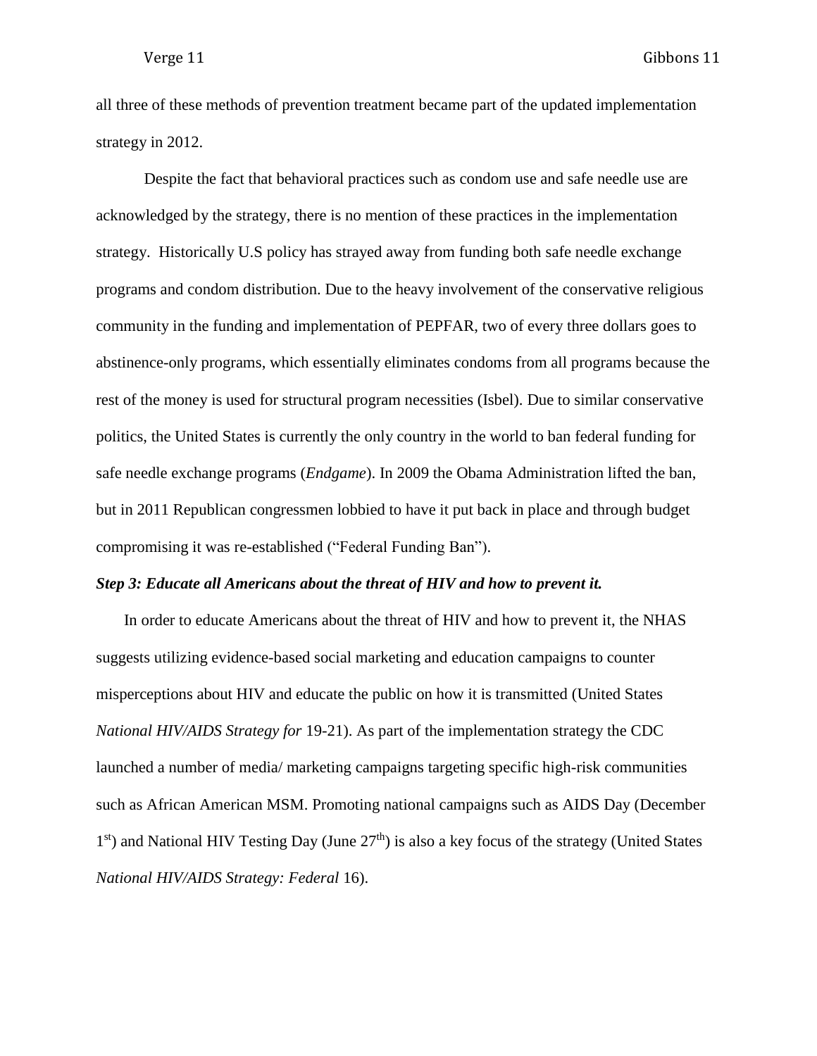all three of these methods of prevention treatment became part of the updated implementation strategy in 2012.

Despite the fact that behavioral practices such as condom use and safe needle use are acknowledged by the strategy, there is no mention of these practices in the implementation strategy. Historically U.S policy has strayed away from funding both safe needle exchange programs and condom distribution. Due to the heavy involvement of the conservative religious community in the funding and implementation of PEPFAR, two of every three dollars goes to abstinence-only programs, which essentially eliminates condoms from all programs because the rest of the money is used for structural program necessities (Isbel). Due to similar conservative politics, the United States is currently the only country in the world to ban federal funding for safe needle exchange programs (*Endgame*). In 2009 the Obama Administration lifted the ban, but in 2011 Republican congressmen lobbied to have it put back in place and through budget compromising it was re-established ("Federal Funding Ban").

***Step 3: Educate all Americans about the threat of HIV and how to prevent it.***

In order to educate Americans about the threat of HIV and how to prevent it, the NHAS suggests utilizing evidence-based social marketing and education campaigns to counter misperceptions about HIV and educate the public on how it is transmitted (United States *National HIV/AIDS Strategy for* 19-21). As part of the implementation strategy the CDC launched a number of media/ marketing campaigns targeting specific high-risk communities such as African American MSM. Promoting national campaigns such as AIDS Day (December 1st) and National HIV Testing Day (June 27th) is also a key focus of the strategy (United States *National HIV/AIDS Strategy: Federal* 16).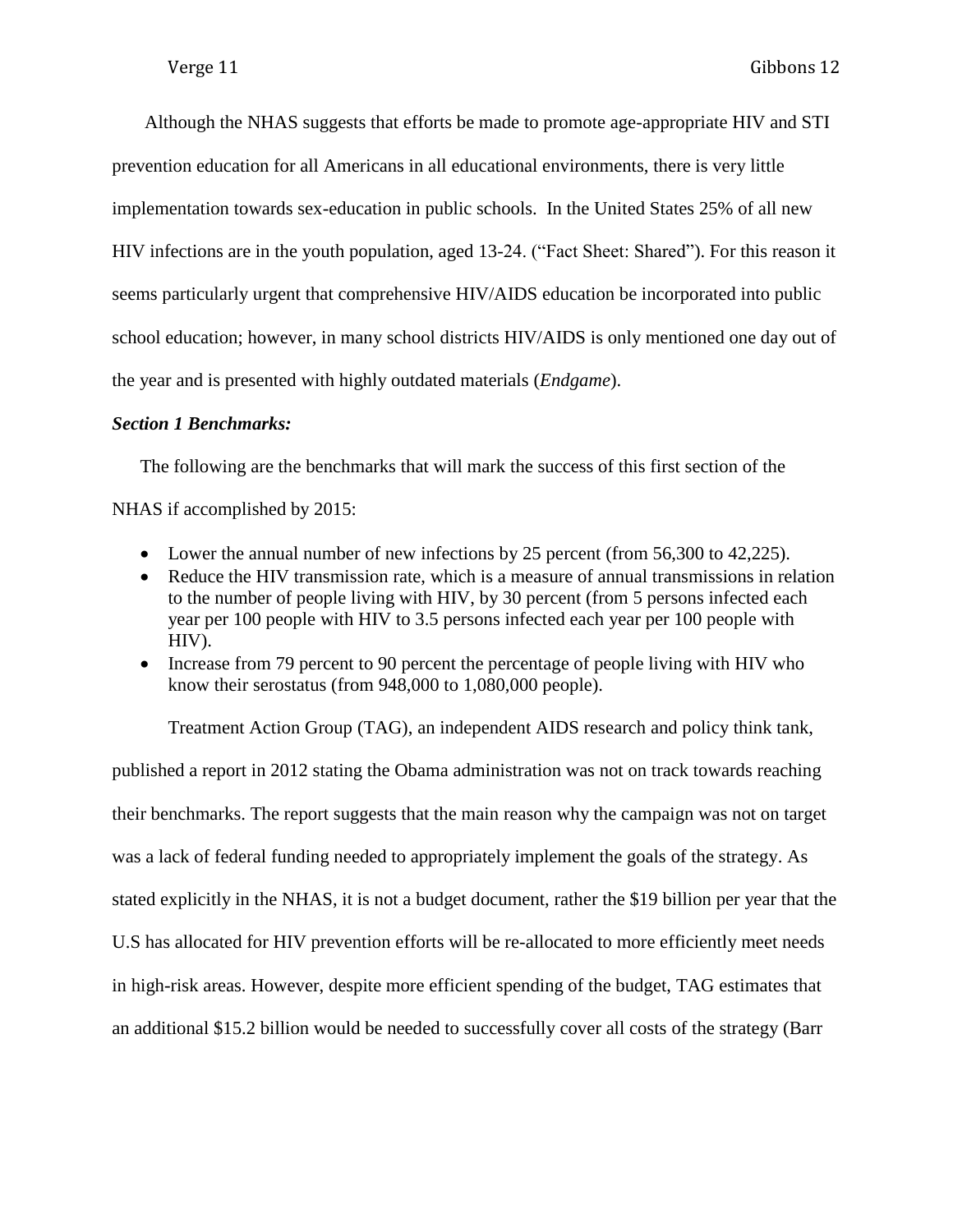Although the NHAS suggests that efforts be made to promote age-appropriate HIV and STI prevention education for all Americans in all educational environments, there is very little implementation towards sex-education in public schools. In the United States 25% of all new HIV infections are in the youth population, aged 13-24. ("Fact Sheet: Shared"). For this reason it seems particularly urgent that comprehensive HIV/AIDS education be incorporated into public school education; however, in many school districts HIV/AIDS is only mentioned one day out of the year and is presented with highly outdated materials (*Endgame*).

***Section 1 Benchmarks:***

The following are the benchmarks that will mark the success of this first section of the NHAS if accomplished by 2015:

- Lower the annual number of new infections by 25 percent (from 56,300 to 42,225).
- Reduce the HIV transmission rate, which is a measure of annual transmissions in relation to the number of people living with HIV, by 30 percent (from 5 persons infected each year per 100 people with HIV to 3.5 persons infected each year per 100 people with HIV).
- Increase from 79 percent to 90 percent the percentage of people living with HIV who know their serostatus (from 948,000 to 1,080,000 people).

Treatment Action Group (TAG), an independent AIDS research and policy think tank, published a report in 2012 stating the Obama administration was not on track towards reaching their benchmarks. The report suggests that the main reason why the campaign was not on target was a lack of federal funding needed to appropriately implement the goals of the strategy. As stated explicitly in the NHAS, it is not a budget document, rather the $19 billion per year that the U.S has allocated for HIV prevention efforts will be re-allocated to more efficiently meet needs in high-risk areas. However, despite more efficient spending of the budget, TAG estimates that an additional $15.2 billion would be needed to successfully cover all costs of the strategy (Barr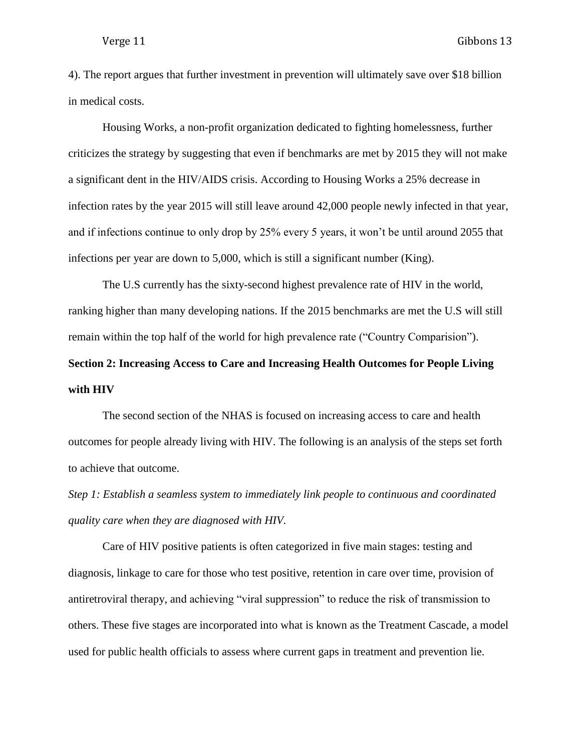4). The report argues that further investment in prevention will ultimately save over $18 billion in medical costs.

Housing Works, a non-profit organization dedicated to fighting homelessness, further criticizes the strategy by suggesting that even if benchmarks are met by 2015 they will not make a significant dent in the HIV/AIDS crisis. According to Housing Works a 25% decrease in infection rates by the year 2015 will still leave around 42,000 people newly infected in that year, and if infections continue to only drop by 25% every 5 years, it won't be until around 2055 that infections per year are down to 5,000, which is still a significant number (King).

The U.S currently has the sixty-second highest prevalence rate of HIV in the world, ranking higher than many developing nations. If the 2015 benchmarks are met the U.S will still remain within the top half of the world for high prevalence rate ("Country Comparision").

**Section 2: Increasing Access to Care and Increasing Health Outcomes for People Living with HIV**

The second section of the NHAS is focused on increasing access to care and health outcomes for people already living with HIV. The following is an analysis of the steps set forth to achieve that outcome.

*Step 1: Establish a seamless system to immediately link people to continuous and coordinated quality care when they are diagnosed with HIV.*

Care of HIV positive patients is often categorized in five main stages: testing and diagnosis, linkage to care for those who test positive, retention in care over time, provision of antiretroviral therapy, and achieving "viral suppression" to reduce the risk of transmission to others. These five stages are incorporated into what is known as the Treatment Cascade, a model used for public health officials to assess where current gaps in treatment and prevention lie.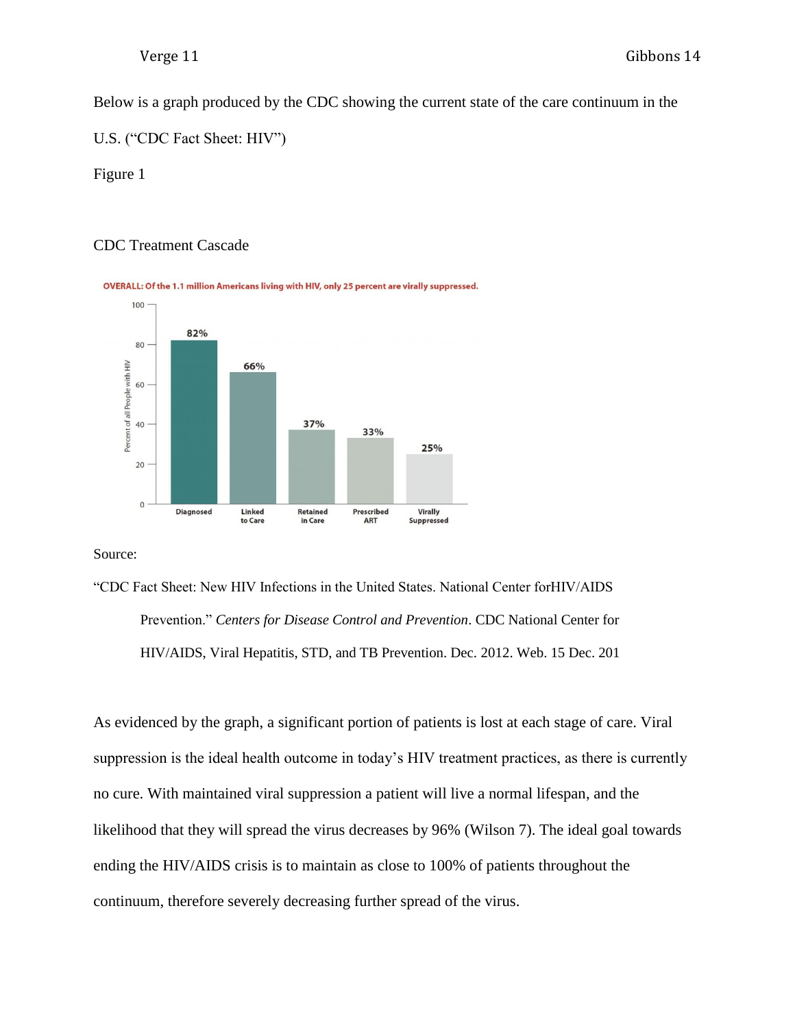Below is a graph produced by the CDC showing the current state of the care continuum in the U.S. ("CDC Fact Sheet: HIV")

Figure 1

CDC Treatment Cascade

OVERALL: Of the 1.1 million Americans living with HIV, only 25 percent are virally suppressed.

| Stage | Percent of all People with HIV |
|---|---|
| Diagnosed | 82% |
| Linked to Care | 66% |
| Retained in Care | 37% |
| Prescribed ART | 33% |
| Virally Suppressed | 25% |

Source:

"CDC Fact Sheet: New HIV Infections in the United States. National Center forHIV/AIDS Prevention." *Centers for Disease Control and Prevention*. CDC National Center for HIV/AIDS, Viral Hepatitis, STD, and TB Prevention. Dec. 2012. Web. 15 Dec. 201

As evidenced by the graph, a significant portion of patients is lost at each stage of care. Viral suppression is the ideal health outcome in today's HIV treatment practices, as there is currently no cure. With maintained viral suppression a patient will live a normal lifespan, and the likelihood that they will spread the virus decreases by 96% (Wilson 7). The ideal goal towards ending the HIV/AIDS crisis is to maintain as close to 100% of patients throughout the continuum, therefore severely decreasing further spread of the virus.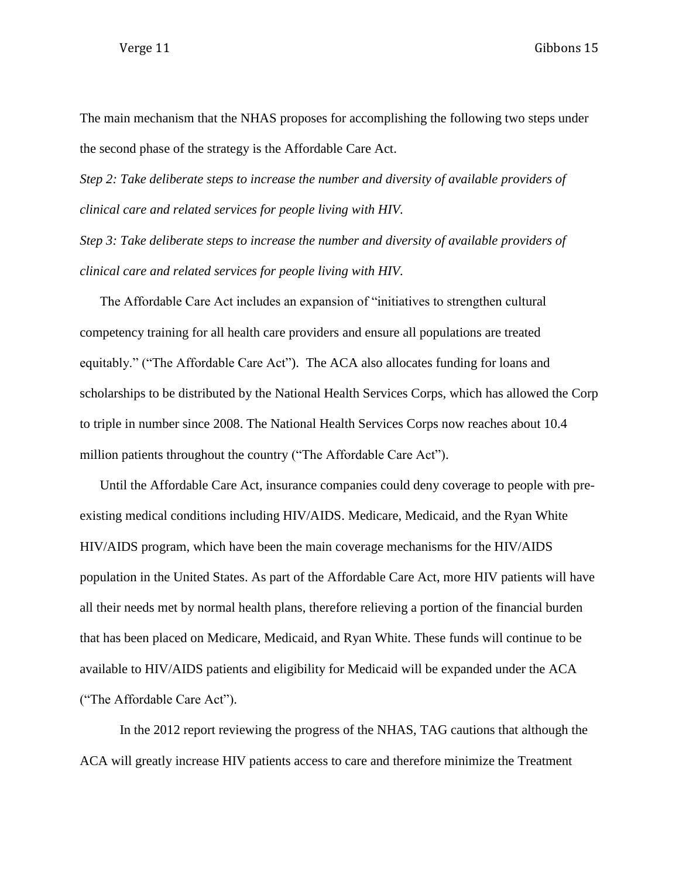The main mechanism that the NHAS proposes for accomplishing the following two steps under the second phase of the strategy is the Affordable Care Act.

*Step 2: Take deliberate steps to increase the number and diversity of available providers of clinical care and related services for people living with HIV.*

*Step 3: Take deliberate steps to increase the number and diversity of available providers of clinical care and related services for people living with HIV.*

The Affordable Care Act includes an expansion of "initiatives to strengthen cultural competency training for all health care providers and ensure all populations are treated equitably." ("The Affordable Care Act"). The ACA also allocates funding for loans and scholarships to be distributed by the National Health Services Corps, which has allowed the Corp to triple in number since 2008. The National Health Services Corps now reaches about 10.4 million patients throughout the country ("The Affordable Care Act").

Until the Affordable Care Act, insurance companies could deny coverage to people with pre-existing medical conditions including HIV/AIDS. Medicare, Medicaid, and the Ryan White HIV/AIDS program, which have been the main coverage mechanisms for the HIV/AIDS population in the United States. As part of the Affordable Care Act, more HIV patients will have all their needs met by normal health plans, therefore relieving a portion of the financial burden that has been placed on Medicare, Medicaid, and Ryan White. These funds will continue to be available to HIV/AIDS patients and eligibility for Medicaid will be expanded under the ACA ("The Affordable Care Act").

In the 2012 report reviewing the progress of the NHAS, TAG cautions that although the ACA will greatly increase HIV patients access to care and therefore minimize the Treatment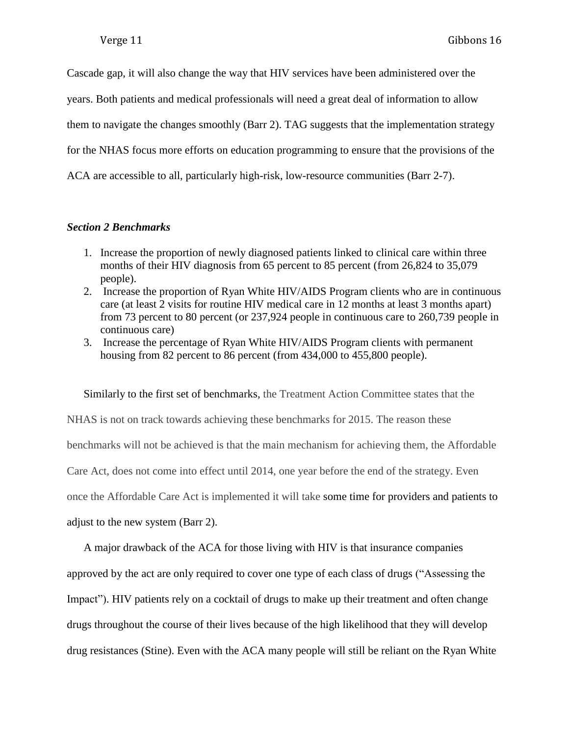Cascade gap, it will also change the way that HIV services have been administered over the years. Both patients and medical professionals will need a great deal of information to allow them to navigate the changes smoothly (Barr 2). TAG suggests that the implementation strategy for the NHAS focus more efforts on education programming to ensure that the provisions of the ACA are accessible to all, particularly high-risk, low-resource communities (Barr 2-7).

***Section 2 Benchmarks***

1. Increase the proportion of newly diagnosed patients linked to clinical care within three months of their HIV diagnosis from 65 percent to 85 percent (from 26,824 to 35,079 people).
2. Increase the proportion of Ryan White HIV/AIDS Program clients who are in continuous care (at least 2 visits for routine HIV medical care in 12 months at least 3 months apart) from 73 percent to 80 percent (or 237,924 people in continuous care to 260,739 people in continuous care)
3. Increase the percentage of Ryan White HIV/AIDS Program clients with permanent housing from 82 percent to 86 percent (from 434,000 to 455,800 people).

Similarly to the first set of benchmarks, the Treatment Action Committee states that the NHAS is not on track towards achieving these benchmarks for 2015. The reason these benchmarks will not be achieved is that the main mechanism for achieving them, the Affordable Care Act, does not come into effect until 2014, one year before the end of the strategy. Even once the Affordable Care Act is implemented it will take some time for providers and patients to adjust to the new system (Barr 2).

A major drawback of the ACA for those living with HIV is that insurance companies approved by the act are only required to cover one type of each class of drugs ("Assessing the Impact"). HIV patients rely on a cocktail of drugs to make up their treatment and often change drugs throughout the course of their lives because of the high likelihood that they will develop drug resistances (Stine). Even with the ACA many people will still be reliant on the Ryan White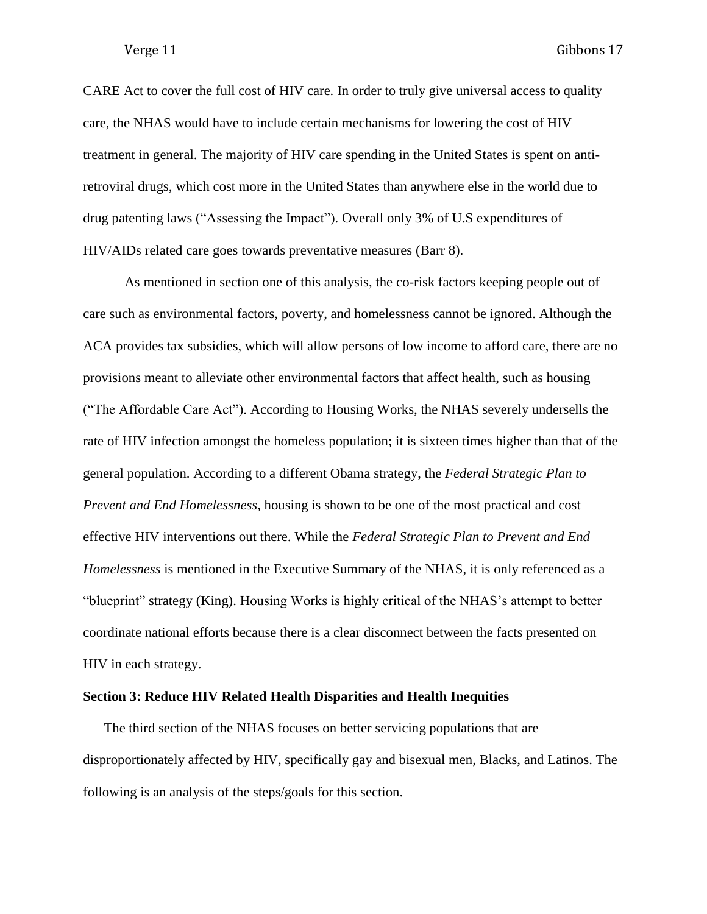CARE Act to cover the full cost of HIV care. In order to truly give universal access to quality care, the NHAS would have to include certain mechanisms for lowering the cost of HIV treatment in general. The majority of HIV care spending in the United States is spent on anti-retroviral drugs, which cost more in the United States than anywhere else in the world due to drug patenting laws ("Assessing the Impact"). Overall only 3% of U.S expenditures of HIV/AIDs related care goes towards preventative measures (Barr 8).

As mentioned in section one of this analysis, the co-risk factors keeping people out of care such as environmental factors, poverty, and homelessness cannot be ignored. Although the ACA provides tax subsidies, which will allow persons of low income to afford care, there are no provisions meant to alleviate other environmental factors that affect health, such as housing ("The Affordable Care Act"). According to Housing Works, the NHAS severely undersells the rate of HIV infection amongst the homeless population; it is sixteen times higher than that of the general population. According to a different Obama strategy, the *Federal Strategic Plan to Prevent and End Homelessness*, housing is shown to be one of the most practical and cost effective HIV interventions out there. While the *Federal Strategic Plan to Prevent and End Homelessness* is mentioned in the Executive Summary of the NHAS, it is only referenced as a "blueprint" strategy (King). Housing Works is highly critical of the NHAS's attempt to better coordinate national efforts because there is a clear disconnect between the facts presented on HIV in each strategy.

**Section 3: Reduce HIV Related Health Disparities and Health Inequities**

The third section of the NHAS focuses on better servicing populations that are disproportionately affected by HIV, specifically gay and bisexual men, Blacks, and Latinos. The following is an analysis of the steps/goals for this section.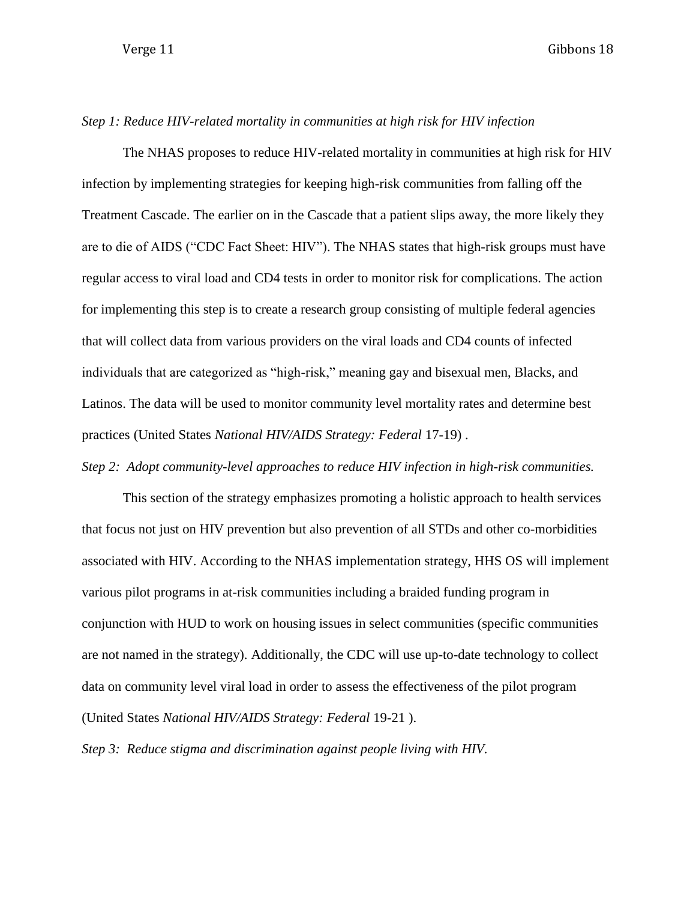*Step 1: Reduce HIV-related mortality in communities at high risk for HIV infection*

The NHAS proposes to reduce HIV-related mortality in communities at high risk for HIV infection by implementing strategies for keeping high-risk communities from falling off the Treatment Cascade. The earlier on in the Cascade that a patient slips away, the more likely they are to die of AIDS ("CDC Fact Sheet: HIV"). The NHAS states that high-risk groups must have regular access to viral load and CD4 tests in order to monitor risk for complications. The action for implementing this step is to create a research group consisting of multiple federal agencies that will collect data from various providers on the viral loads and CD4 counts of infected individuals that are categorized as "high-risk," meaning gay and bisexual men, Blacks, and Latinos. The data will be used to monitor community level mortality rates and determine best practices (United States *National HIV/AIDS Strategy: Federal* 17-19) .

*Step 2: Adopt community-level approaches to reduce HIV infection in high-risk communities.*

This section of the strategy emphasizes promoting a holistic approach to health services that focus not just on HIV prevention but also prevention of all STDs and other co-morbidities associated with HIV. According to the NHAS implementation strategy, HHS OS will implement various pilot programs in at-risk communities including a braided funding program in conjunction with HUD to work on housing issues in select communities (specific communities are not named in the strategy). Additionally, the CDC will use up-to-date technology to collect data on community level viral load in order to assess the effectiveness of the pilot program (United States *National HIV/AIDS Strategy: Federal* 19-21 ).

*Step 3: Reduce stigma and discrimination against people living with HIV.*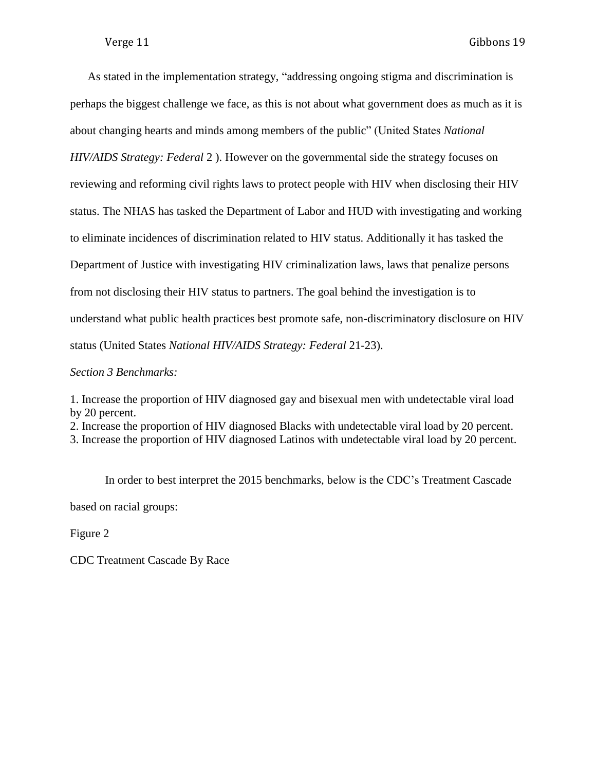As stated in the implementation strategy, "addressing ongoing stigma and discrimination is perhaps the biggest challenge we face, as this is not about what government does as much as it is about changing hearts and minds among members of the public" (United States *National HIV/AIDS Strategy: Federal* 2 ). However on the governmental side the strategy focuses on reviewing and reforming civil rights laws to protect people with HIV when disclosing their HIV status. The NHAS has tasked the Department of Labor and HUD with investigating and working to eliminate incidences of discrimination related to HIV status. Additionally it has tasked the Department of Justice with investigating HIV criminalization laws, laws that penalize persons from not disclosing their HIV status to partners. The goal behind the investigation is to understand what public health practices best promote safe, non-discriminatory disclosure on HIV status (United States *National HIV/AIDS Strategy: Federal* 21-23).

*Section 3 Benchmarks:*

1. Increase the proportion of HIV diagnosed gay and bisexual men with undetectable viral load by 20 percent.
2. Increase the proportion of HIV diagnosed Blacks with undetectable viral load by 20 percent.
3. Increase the proportion of HIV diagnosed Latinos with undetectable viral load by 20 percent.

In order to best interpret the 2015 benchmarks, below is the CDC's Treatment Cascade based on racial groups:

Figure 2

CDC Treatment Cascade By Race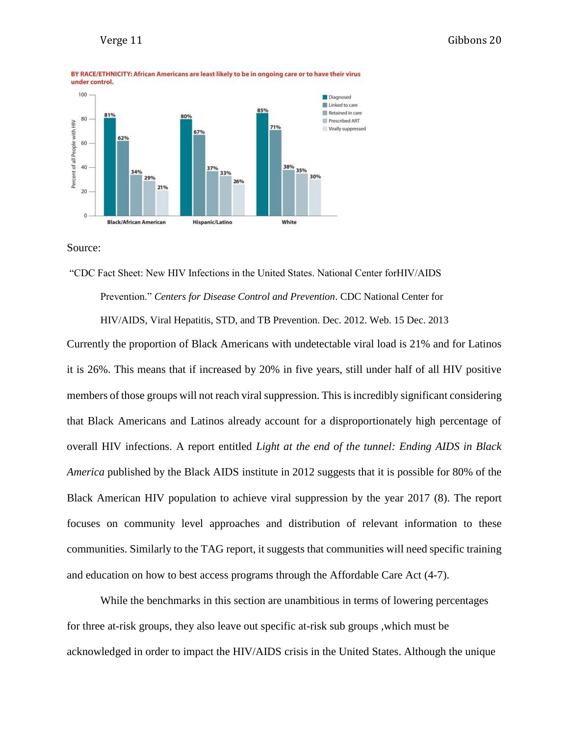BY RACE/ETHNICITY: African Americans are least likely to be in ongoing care or to have their virus under control.

| | Diagnosed | Linked to care | Retained in care | Prescribed ART | Virally suppressed |
|---|---|---|---|---|---|
| Black/African American | 81% | 62% | 34% | 29% | 21% |
| Hispanic/Latino | 80% | 67% | 37% | 33% | 26% |
| White | 85% | 71% | 38% | 35% | 30% |

Source:

"CDC Fact Sheet: New HIV Infections in the United States. National Center forHIV/AIDS Prevention." *Centers for Disease Control and Prevention*. CDC National Center for HIV/AIDS, Viral Hepatitis, STD, and TB Prevention. Dec. 2012. Web. 15 Dec. 2013

Currently the proportion of Black Americans with undetectable viral load is 21% and for Latinos it is 26%. This means that if increased by 20% in five years, still under half of all HIV positive members of those groups will not reach viral suppression. This is incredibly significant considering that Black Americans and Latinos already account for a disproportionately high percentage of overall HIV infections. A report entitled *Light at the end of the tunnel: Ending AIDS in Black America* published by the Black AIDS institute in 2012 suggests that it is possible for 80% of the Black American HIV population to achieve viral suppression by the year 2017 (8). The report focuses on community level approaches and distribution of relevant information to these communities. Similarly to the TAG report, it suggests that communities will need specific training and education on how to best access programs through the Affordable Care Act (4-7).

While the benchmarks in this section are unambitious in terms of lowering percentages for three at-risk groups, they also leave out specific at-risk sub groups ,which must be acknowledged in order to impact the HIV/AIDS crisis in the United States. Although the unique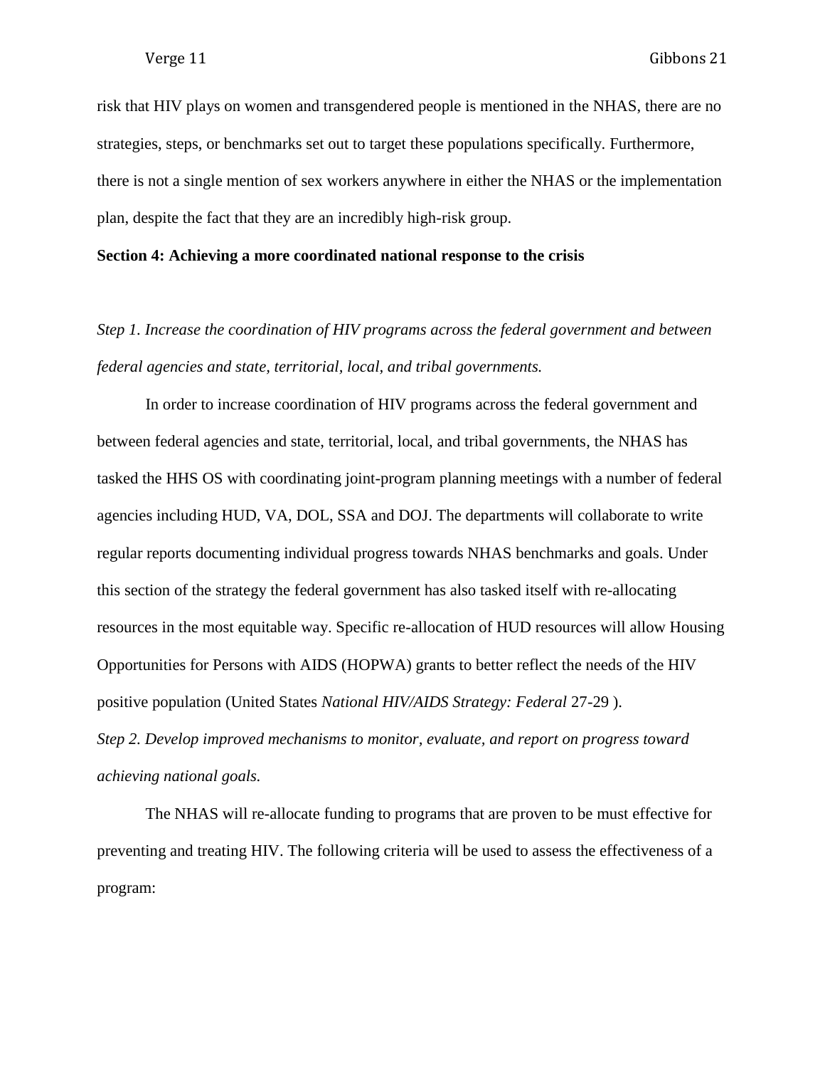risk that HIV plays on women and transgendered people is mentioned in the NHAS, there are no strategies, steps, or benchmarks set out to target these populations specifically. Furthermore, there is not a single mention of sex workers anywhere in either the NHAS or the implementation plan, despite the fact that they are an incredibly high-risk group.

**Section 4: Achieving a more coordinated national response to the crisis**

*Step 1. Increase the coordination of HIV programs across the federal government and between federal agencies and state, territorial, local, and tribal governments.*

In order to increase coordination of HIV programs across the federal government and between federal agencies and state, territorial, local, and tribal governments, the NHAS has tasked the HHS OS with coordinating joint-program planning meetings with a number of federal agencies including HUD, VA, DOL, SSA and DOJ. The departments will collaborate to write regular reports documenting individual progress towards NHAS benchmarks and goals. Under this section of the strategy the federal government has also tasked itself with re-allocating resources in the most equitable way. Specific re-allocation of HUD resources will allow Housing Opportunities for Persons with AIDS (HOPWA) grants to better reflect the needs of the HIV positive population (United States *National HIV/AIDS Strategy: Federal* 27-29 ).

*Step 2. Develop improved mechanisms to monitor, evaluate, and report on progress toward achieving national goals.*

The NHAS will re-allocate funding to programs that are proven to be must effective for preventing and treating HIV. The following criteria will be used to assess the effectiveness of a program: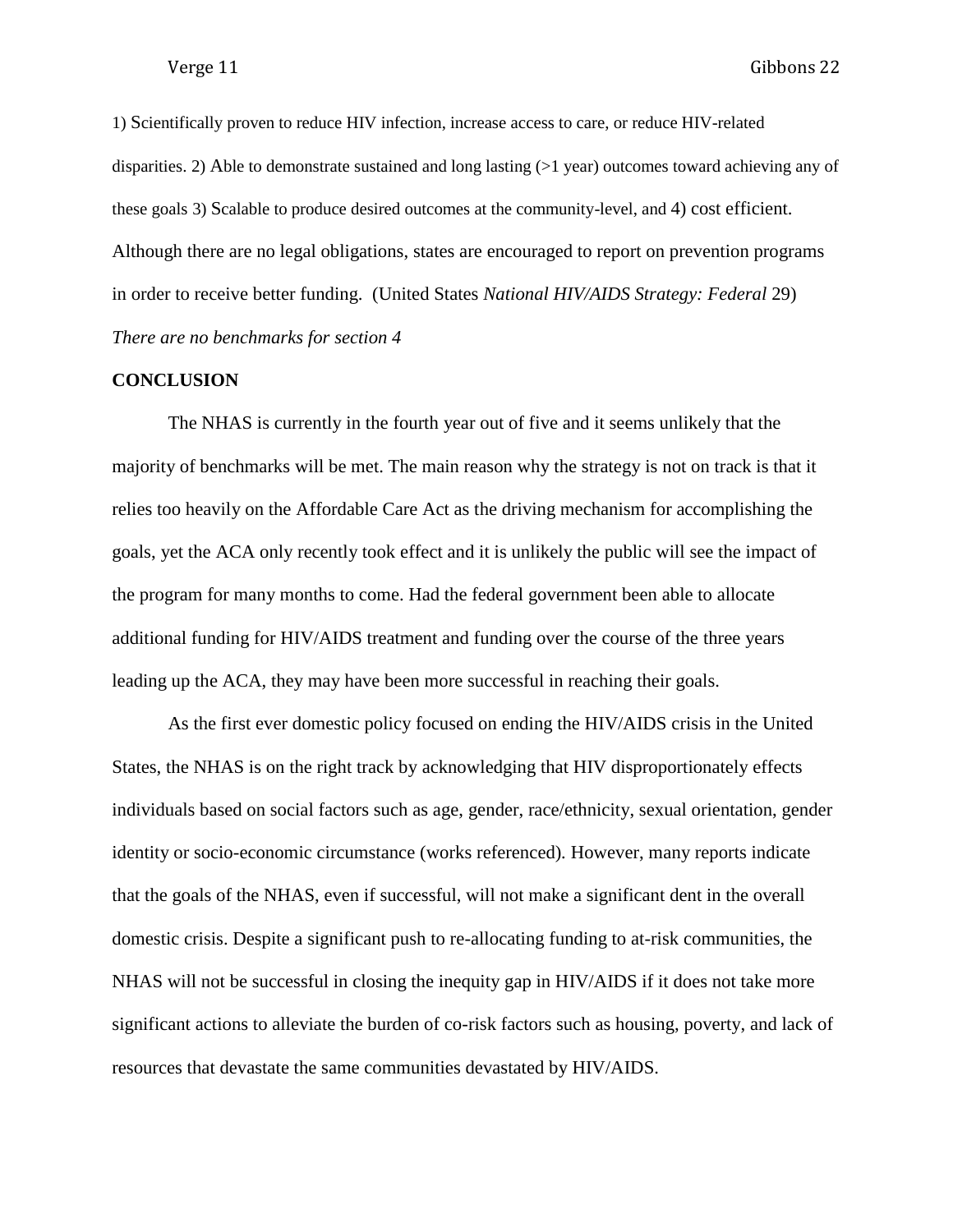1) Scientifically proven to reduce HIV infection, increase access to care, or reduce HIV-related disparities. 2) Able to demonstrate sustained and long lasting (>1 year) outcomes toward achieving any of these goals 3) Scalable to produce desired outcomes at the community-level, and 4) cost efficient. Although there are no legal obligations, states are encouraged to report on prevention programs in order to receive better funding. (United States *National HIV/AIDS Strategy: Federal* 29)

*There are no benchmarks for section 4*

**CONCLUSION**

The NHAS is currently in the fourth year out of five and it seems unlikely that the majority of benchmarks will be met. The main reason why the strategy is not on track is that it relies too heavily on the Affordable Care Act as the driving mechanism for accomplishing the goals, yet the ACA only recently took effect and it is unlikely the public will see the impact of the program for many months to come. Had the federal government been able to allocate additional funding for HIV/AIDS treatment and funding over the course of the three years leading up the ACA, they may have been more successful in reaching their goals.

As the first ever domestic policy focused on ending the HIV/AIDS crisis in the United States, the NHAS is on the right track by acknowledging that HIV disproportionately effects individuals based on social factors such as age, gender, race/ethnicity, sexual orientation, gender identity or socio-economic circumstance (works referenced). However, many reports indicate that the goals of the NHAS, even if successful, will not make a significant dent in the overall domestic crisis. Despite a significant push to re-allocating funding to at-risk communities, the NHAS will not be successful in closing the inequity gap in HIV/AIDS if it does not take more significant actions to alleviate the burden of co-risk factors such as housing, poverty, and lack of resources that devastate the same communities devastated by HIV/AIDS.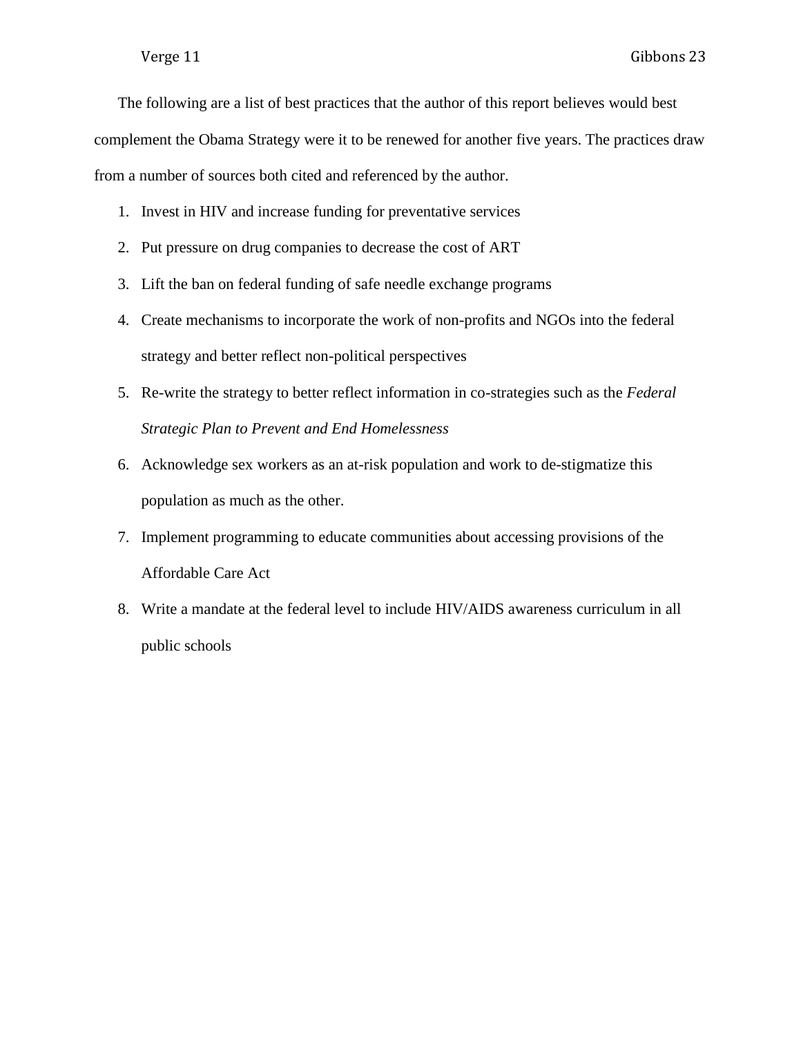The following are a list of best practices that the author of this report believes would best complement the Obama Strategy were it to be renewed for another five years. The practices draw from a number of sources both cited and referenced by the author.

1. Invest in HIV and increase funding for preventative services
2. Put pressure on drug companies to decrease the cost of ART
3. Lift the ban on federal funding of safe needle exchange programs
4. Create mechanisms to incorporate the work of non-profits and NGOs into the federal strategy and better reflect non-political perspectives
5. Re-write the strategy to better reflect information in co-strategies such as the *Federal Strategic Plan to Prevent and End Homelessness*
6. Acknowledge sex workers as an at-risk population and work to de-stigmatize this population as much as the other.
7. Implement programming to educate communities about accessing provisions of the Affordable Care Act
8. Write a mandate at the federal level to include HIV/AIDS awareness curriculum in all public schools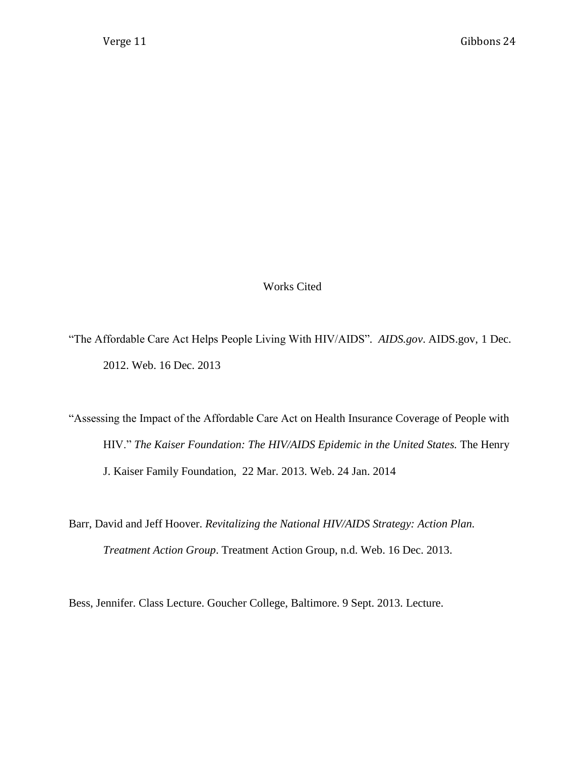# Works Cited

"The Affordable Care Act Helps People Living With HIV/AIDS". *AIDS.gov*. AIDS.gov, 1 Dec. 2012. Web. 16 Dec. 2013

"Assessing the Impact of the Affordable Care Act on Health Insurance Coverage of People with HIV." *The Kaiser Foundation: The HIV/AIDS Epidemic in the United States.* The Henry J. Kaiser Family Foundation, 22 Mar. 2013. Web. 24 Jan. 2014

Barr, David and Jeff Hoover. *Revitalizing the National HIV/AIDS Strategy: Action Plan. Treatment Action Group*. Treatment Action Group, n.d. Web. 16 Dec. 2013.

Bess, Jennifer. Class Lecture. Goucher College, Baltimore. 9 Sept. 2013. Lecture.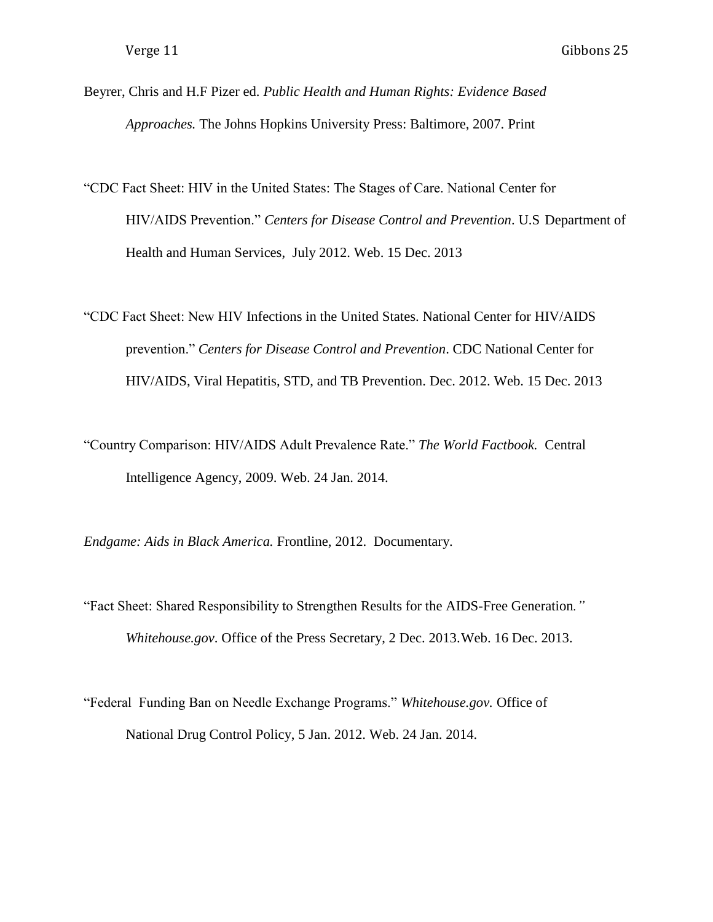Beyrer, Chris and H.F Pizer ed. *Public Health and Human Rights: Evidence Based Approaches.* The Johns Hopkins University Press: Baltimore, 2007. Print

"CDC Fact Sheet: HIV in the United States: The Stages of Care. National Center for HIV/AIDS Prevention." *Centers for Disease Control and Prevention*. U.S Department of Health and Human Services, July 2012. Web. 15 Dec. 2013

"CDC Fact Sheet: New HIV Infections in the United States. National Center for HIV/AIDS prevention." *Centers for Disease Control and Prevention*. CDC National Center for HIV/AIDS, Viral Hepatitis, STD, and TB Prevention. Dec. 2012. Web. 15 Dec. 2013

"Country Comparison: HIV/AIDS Adult Prevalence Rate." *The World Factbook.* Central Intelligence Agency, 2009. Web. 24 Jan. 2014.

*Endgame: Aids in Black America.* Frontline, 2012. Documentary.

"Fact Sheet: Shared Responsibility to Strengthen Results for the AIDS-Free Generation." *Whitehouse.gov*. Office of the Press Secretary, 2 Dec. 2013.Web. 16 Dec. 2013.

"Federal Funding Ban on Needle Exchange Programs." *Whitehouse.gov.* Office of National Drug Control Policy, 5 Jan. 2012. Web. 24 Jan. 2014.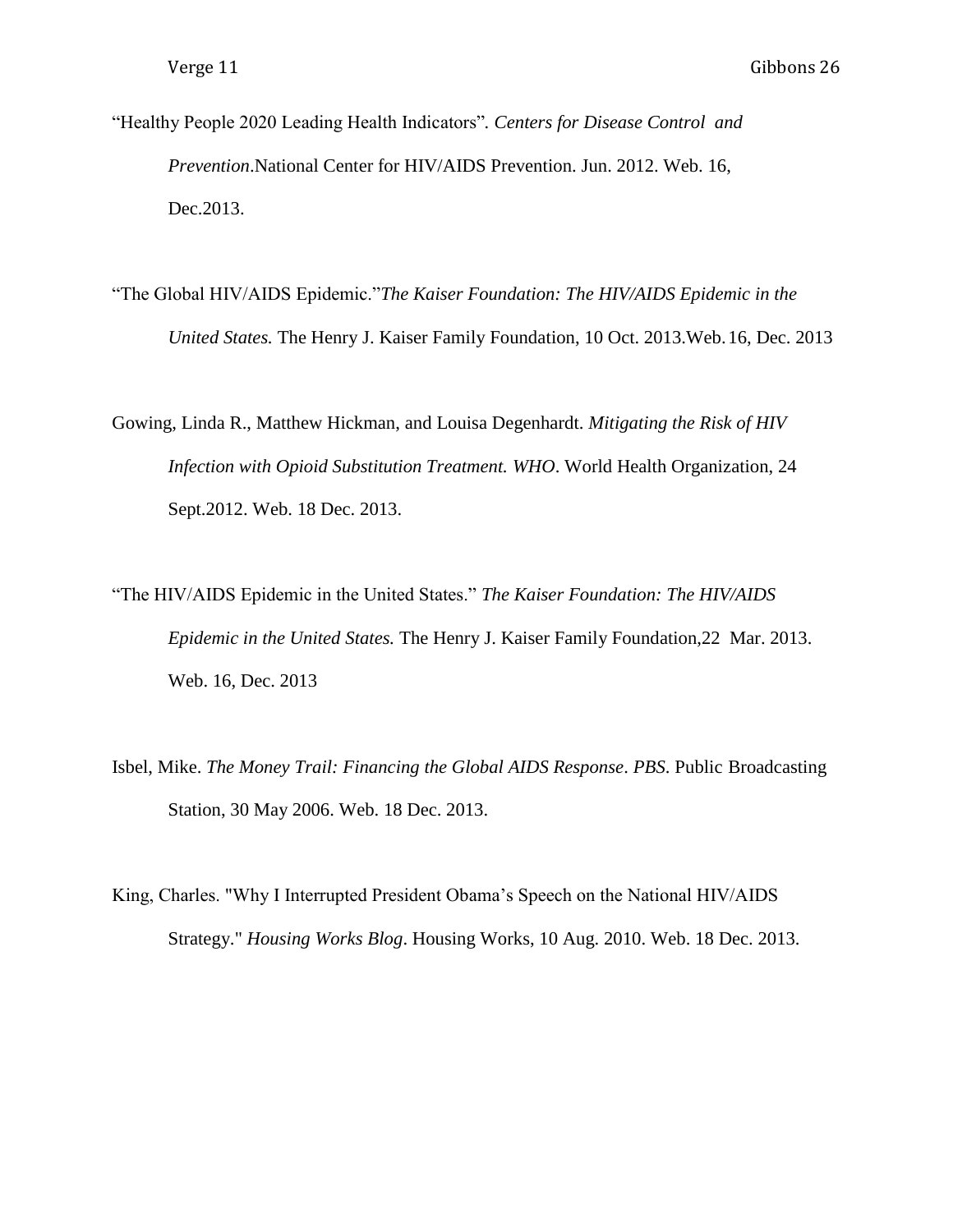"Healthy People 2020 Leading Health Indicators". *Centers for Disease Control and Prevention*.National Center for HIV/AIDS Prevention. Jun. 2012. Web. 16, Dec.2013.

"The Global HIV/AIDS Epidemic."*The Kaiser Foundation: The HIV/AIDS Epidemic in the United States.* The Henry J. Kaiser Family Foundation, 10 Oct. 2013.Web. 16, Dec. 2013

Gowing, Linda R., Matthew Hickman, and Louisa Degenhardt. *Mitigating the Risk of HIV Infection with Opioid Substitution Treatment. WHO*. World Health Organization, 24 Sept.2012. Web. 18 Dec. 2013.

"The HIV/AIDS Epidemic in the United States." *The Kaiser Foundation: The HIV/AIDS Epidemic in the United States.* The Henry J. Kaiser Family Foundation,22 Mar. 2013. Web. 16, Dec. 2013

Isbel, Mike. *The Money Trail: Financing the Global AIDS Response*. *PBS*. Public Broadcasting Station, 30 May 2006. Web. 18 Dec. 2013.

King, Charles. "Why I Interrupted President Obama's Speech on the National HIV/AIDS Strategy." *Housing Works Blog*. Housing Works, 10 Aug. 2010. Web. 18 Dec. 2013.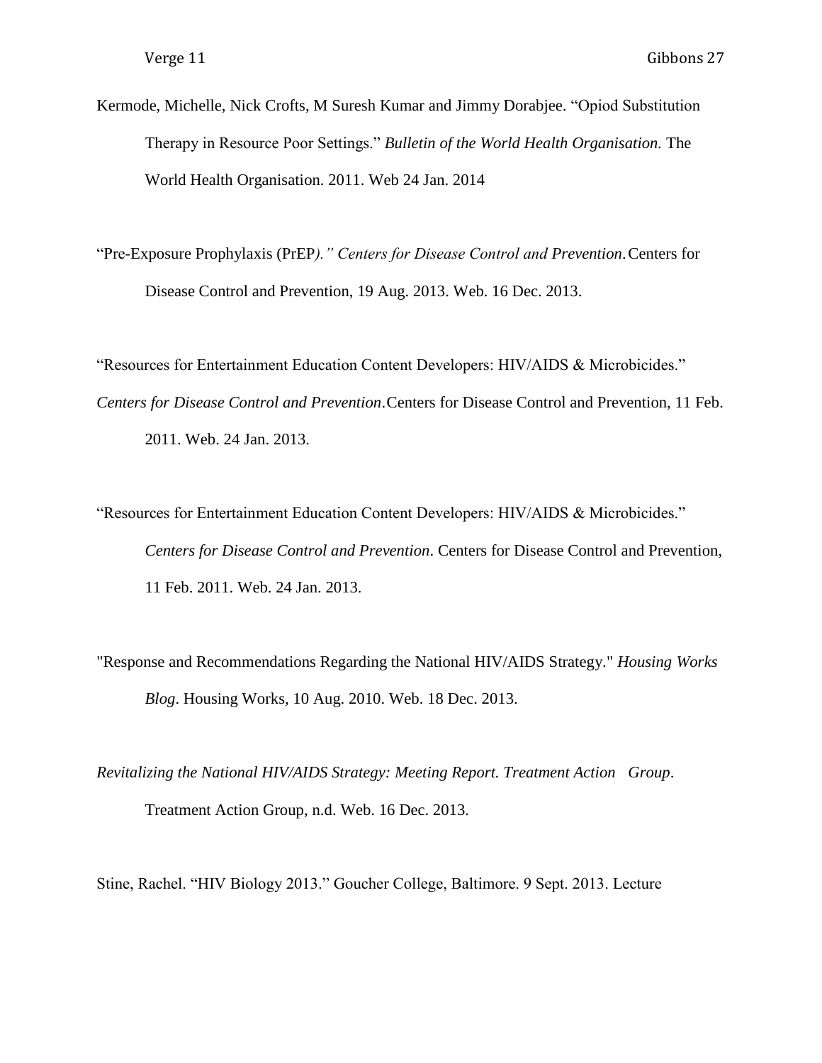Kermode, Michelle, Nick Crofts, M Suresh Kumar and Jimmy Dorabjee. "Opiod Substitution Therapy in Resource Poor Settings." *Bulletin of the World Health Organisation.* The World Health Organisation. 2011. Web 24 Jan. 2014

"Pre-Exposure Prophylaxis (PrEP*)." Centers for Disease Control and Prevention*. Centers for Disease Control and Prevention, 19 Aug. 2013. Web. 16 Dec. 2013.

"Resources for Entertainment Education Content Developers: HIV/AIDS & Microbicides." *Centers for Disease Control and Prevention*. Centers for Disease Control and Prevention, 11 Feb. 2011. Web. 24 Jan. 2013.

"Resources for Entertainment Education Content Developers: HIV/AIDS & Microbicides." *Centers for Disease Control and Prevention*. Centers for Disease Control and Prevention, 11 Feb. 2011. Web. 24 Jan. 2013.

"Response and Recommendations Regarding the National HIV/AIDS Strategy." *Housing Works Blog*. Housing Works, 10 Aug. 2010. Web. 18 Dec. 2013.

*Revitalizing the National HIV/AIDS Strategy: Meeting Report. Treatment Action Group*. Treatment Action Group, n.d. Web. 16 Dec. 2013.

Stine, Rachel. "HIV Biology 2013." Goucher College, Baltimore. 9 Sept. 2013. Lecture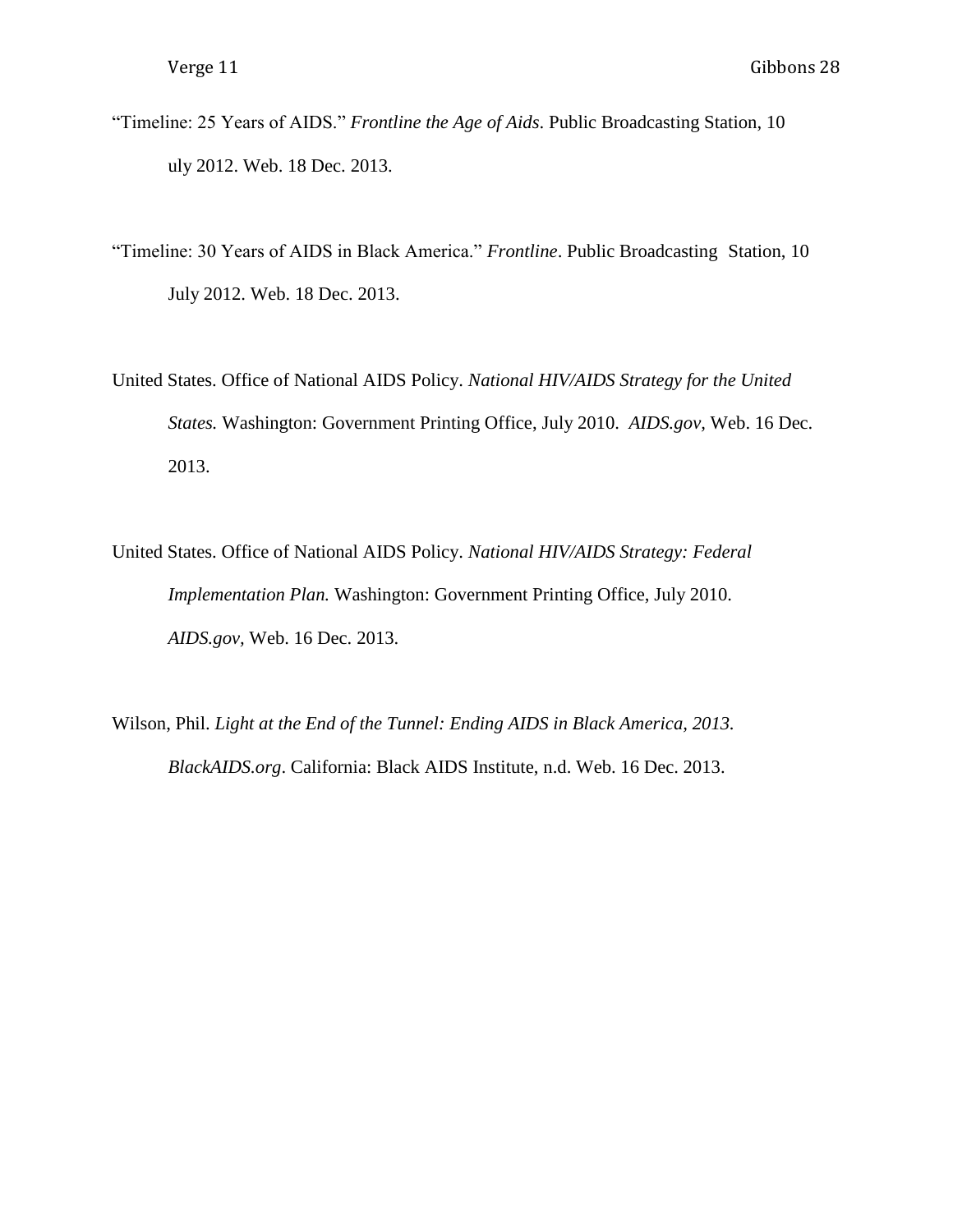"Timeline: 25 Years of AIDS." *Frontline the Age of Aids*. Public Broadcasting Station, 10 uly 2012. Web. 18 Dec. 2013.

"Timeline: 30 Years of AIDS in Black America." *Frontline*. Public Broadcasting Station, 10 July 2012. Web. 18 Dec. 2013.

United States. Office of National AIDS Policy. *National HIV/AIDS Strategy for the United States.* Washington: Government Printing Office, July 2010. *AIDS.gov*, Web. 16 Dec. 2013.

United States. Office of National AIDS Policy. *National HIV/AIDS Strategy: Federal Implementation Plan.* Washington: Government Printing Office, July 2010. *AIDS.gov*, Web. 16 Dec. 2013.

Wilson, Phil. *Light at the End of the Tunnel: Ending AIDS in Black America, 2013. BlackAIDS.org*. California: Black AIDS Institute, n.d. Web. 16 Dec. 2013.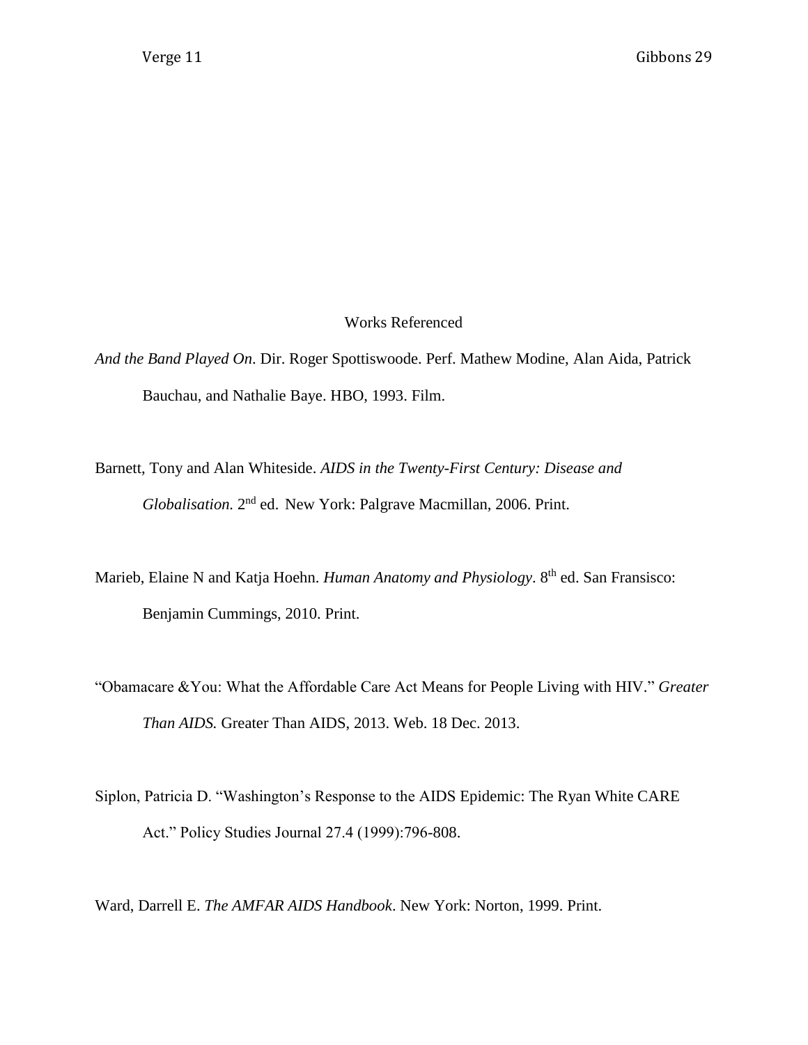# Works Referenced

*And the Band Played On*. Dir. Roger Spottiswoode. Perf. Mathew Modine, Alan Aida, Patrick Bauchau, and Nathalie Baye. HBO, 1993. Film.

Barnett, Tony and Alan Whiteside. *AIDS in the Twenty-First Century: Disease and Globalisation.* 2nd ed. New York: Palgrave Macmillan, 2006. Print.

Marieb, Elaine N and Katja Hoehn. *Human Anatomy and Physiology*. 8th ed. San Fransisco: Benjamin Cummings, 2010. Print.

"Obamacare &You: What the Affordable Care Act Means for People Living with HIV." *Greater Than AIDS.* Greater Than AIDS, 2013. Web. 18 Dec. 2013.

Siplon, Patricia D. "Washington's Response to the AIDS Epidemic: The Ryan White CARE Act." Policy Studies Journal 27.4 (1999):796-808.

Ward, Darrell E. *The AMFAR AIDS Handbook*. New York: Norton, 1999. Print.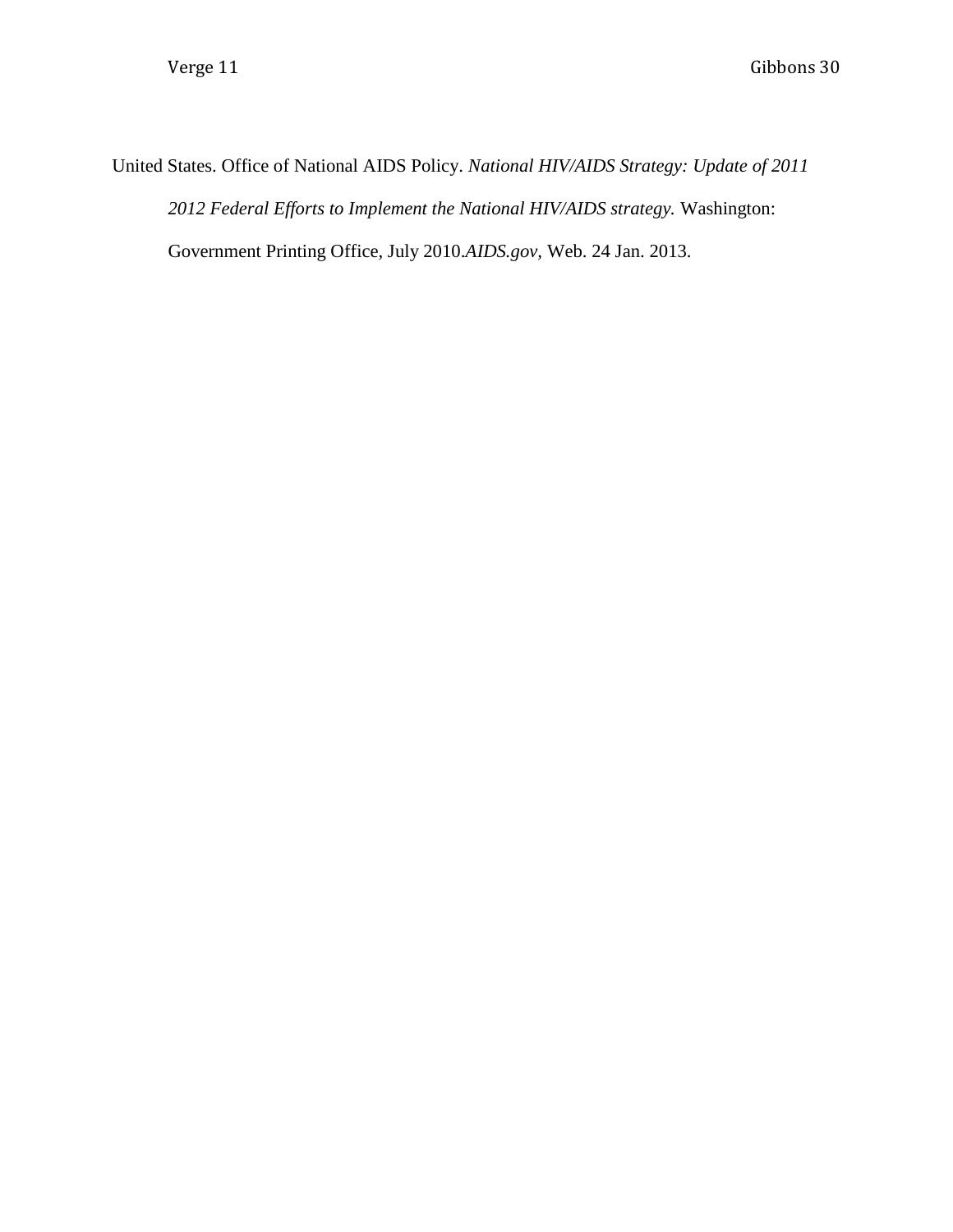United States. Office of National AIDS Policy. *National HIV/AIDS Strategy: Update of 2011 2012 Federal Efforts to Implement the National HIV/AIDS strategy.* Washington: Government Printing Office, July 2010.*AIDS.gov*, Web. 24 Jan. 2013.